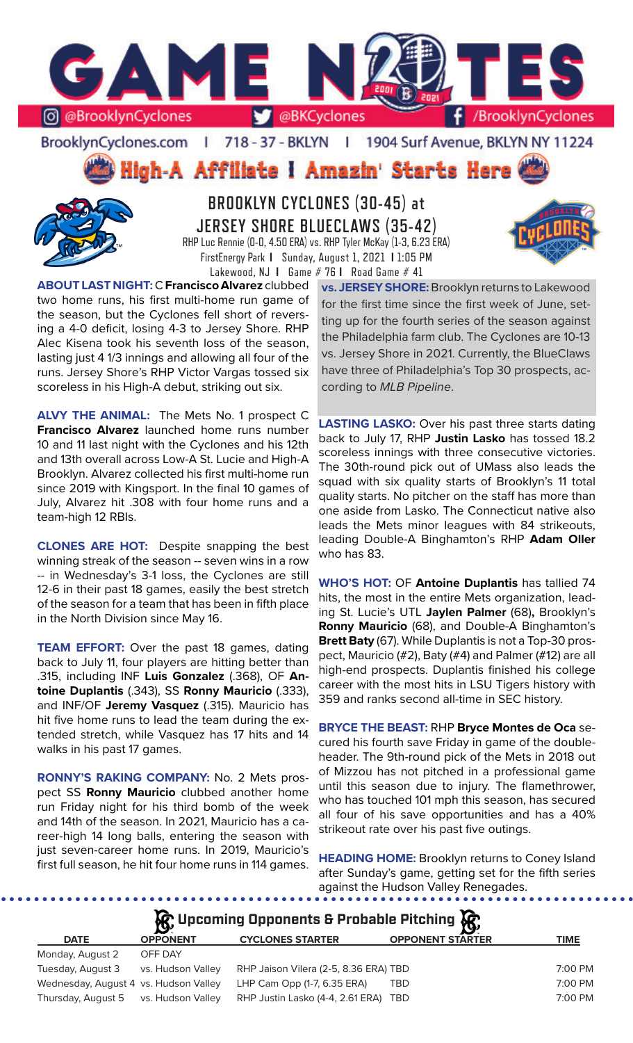# GAME NOTES

@BrooklynCyclones | @BKCyclones | /BrooklynCyclones

BrooklynCyclones.com | 718 - 37 - BKLYN | 1904 Surf Avenue, BKLYN NY 11224

**High-A Affiliate I Amazin' Starts Here**

## BROOKLYN CYCLONES (30-45) at JERSEY SHORE BLUECLAWS (35-42)

RHP Luc Rennie (0-0, 4.50 ERA) vs. RHP Tyler McKay (1-3, 6.23 ERA)

FirstEnergy Park I Sunday, August 1, 2021 I 1:05 PM

Lakewood, NJ I Game # 76 I Road Game # 41

**ABOUT LAST NIGHT:** C **Francisco Alvarez** clubbed two home runs, his first multi-home run game of the season, but the Cyclones fell short of reversing a 4-0 deficit, losing 4-3 to Jersey Shore. RHP Alec Kisena took his seventh loss of the season, lasting just 4 1/3 innings and allowing all four of the runs. Jersey Shore's RHP Victor Vargas tossed six scoreless in his High-A debut, striking out six.

**ALVY THE ANIMAL:** The Mets No. 1 prospect C **Francisco Alvarez** launched home runs number 10 and 11 last night with the Cyclones and his 12th and 13th overall across Low-A St. Lucie and High-A Brooklyn. Alvarez collected his first multi-home run since 2019 with Kingsport. In the final 10 games of July, Alvarez hit .308 with four home runs and a team-high 12 RBIs.

**CLONES ARE HOT:** Despite snapping the best winning streak of the season -- seven wins in a row -- in Wednesday's 3-1 loss, the Cyclones are still 12-6 in their past 18 games, easily the best stretch of the season for a team that has been in fifth place in the North Division since May 16.

**TEAM EFFORT:** Over the past 18 games, dating back to July 11, four players are hitting better than .315, including INF **Luis Gonzalez** (.368), OF **Antoine Duplantis** (.343), SS **Ronny Mauricio** (.333), and INF/OF **Jeremy Vasquez** (.315). Mauricio has hit five home runs to lead the team during the extended stretch, while Vasquez has 17 hits and 14 walks in his past 17 games.

**RONNY'S RAKING COMPANY:** No. 2 Mets prospect SS **Ronny Mauricio** clubbed another home run Friday night for his third bomb of the week and 14th of the season. In 2021, Mauricio has a career-high 14 long balls, entering the season with just seven-career home runs. In 2019, Mauricio's first full season, he hit four home runs in 114 games.

**vs. JERSEY SHORE:** Brooklyn returns to Lakewood for the first time since the first week of June, setting up for the fourth series of the season against the Philadelphia farm club. The Cyclones are 10-13 vs. Jersey Shore in 2021. Currently, the BlueClaws have three of Philadelphia's Top 30 prospects, according to *MLB Pipeline*.

**LASTING LASKO:** Over his past three starts dating back to July 17, RHP **Justin Lasko** has tossed 18.2 scoreless innings with three consecutive victories. The 30th-round pick out of UMass also leads the squad with six quality starts of Brooklyn's 11 total quality starts. No pitcher on the staff has more than one aside from Lasko. The Connecticut native also leads the Mets minor leagues with 84 strikeouts, leading Double-A Binghamton's RHP **Adam Oller** who has 83.

**WHO'S HOT:** OF **Antoine Duplantis** has tallied 74 hits, the most in the entire Mets organization, leading St. Lucie's UTL **Jaylen Palmer** (68)**,** Brooklyn's **Ronny Mauricio** (68), and Double-A Binghamton's **Brett Baty** (67). While Duplantis is not a Top-30 prospect, Mauricio (#2), Baty (#4) and Palmer (#12) are all high-end prospects. Duplantis finished his college career with the most hits in LSU Tigers history with 359 and ranks second all-time in SEC history.

**BRYCE THE BEAST:** RHP **Bryce Montes de Oca** secured his fourth save Friday in game of the doubleheader. The 9th-round pick of the Mets in 2018 out of Mizzou has not pitched in a professional game until this season due to injury. The flamethrower, who has touched 101 mph this season, has secured all four of his save opportunities and has a 40% strikeout rate over his past five outings.

**HEADING HOME:** Brooklyn returns to Coney Island after Sunday's game, getting set for the fifth series against the Hudson Valley Renegades.

### Upcoming Opponents & Probable Pitching

| DATE | OPPONENT | CYCLONES STARTER | OPPONENT STARTER | TIME |
|---|---|---|---|---|
| Monday, August 2 | OFF DAY | | | |
| Tuesday, August 3 | vs. Hudson Valley | RHP Jaison Vilera (2-5, 8.36 ERA) | TBD | 7:00 PM |
| Wednesday, August 4 | vs. Hudson Valley | LHP Cam Opp (1-7, 6.35 ERA) | TBD | 7:00 PM |
| Thursday, August 5 | vs. Hudson Valley | RHP Justin Lasko (4-4, 2.61 ERA) | TBD | 7:00 PM |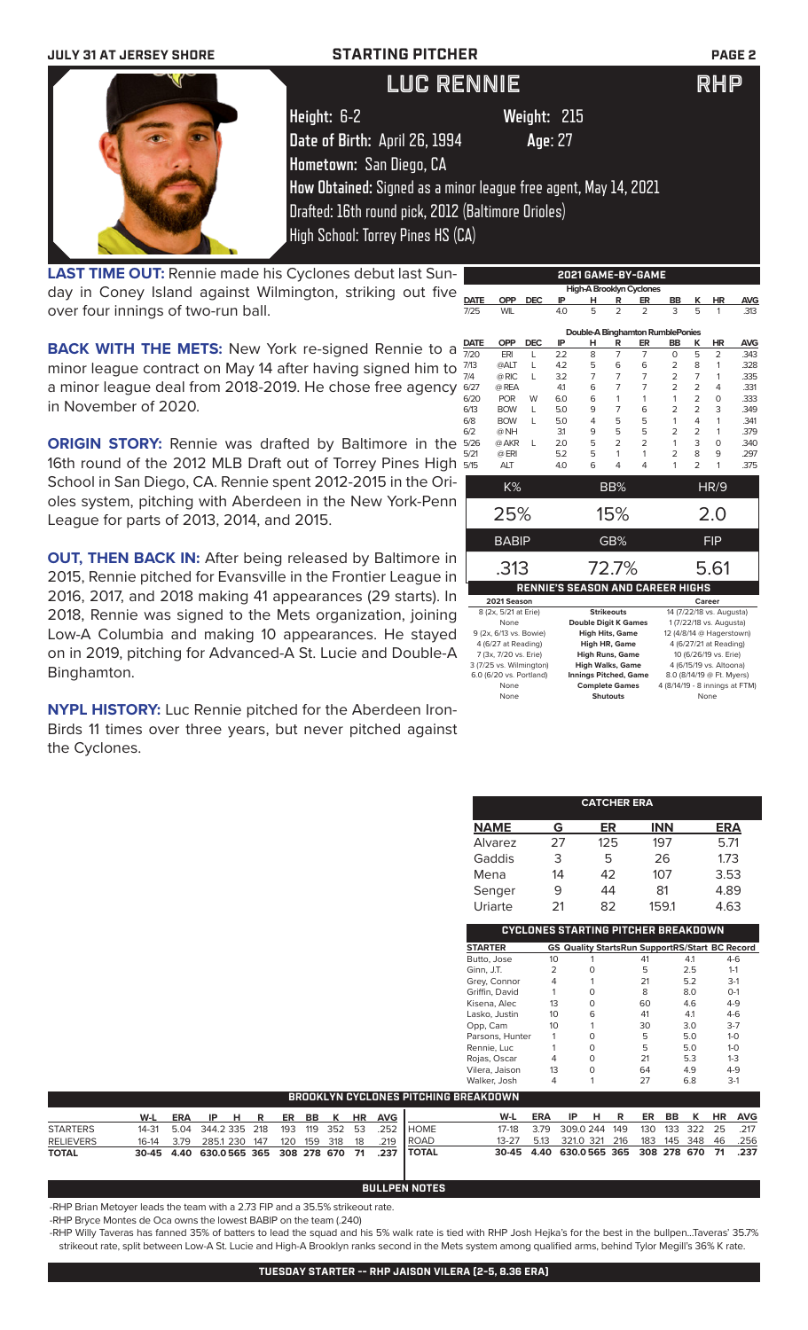**JULY 31 AT JERSEY SHORE** — **STARTING PITCHER**

# LUC RENNIE — RHP

**Height:** 6-2 **Weight:** 215
**Date of Birth:** April 26, 1994 **Age:** 27
**Hometown:** San Diego, CA
**How Obtained:** Signed as a minor league free agent, May 14, 2021
Drafted: 16th round pick, 2012 (Baltimore Orioles)
High School: Torrey Pines HS (CA)

**LAST TIME OUT:** Rennie made his Cyclones debut last Sunday in Coney Island against Wilmington, striking out five over four innings of two-run ball.

**BACK WITH THE METS:** New York re-signed Rennie to a minor league contract on May 14 after having signed him to a minor league deal from 2018-2019. He chose free agency in November of 2020.

**ORIGIN STORY:** Rennie was drafted by Baltimore in the 16th round of the 2012 MLB Draft out of Torrey Pines High School in San Diego, CA. Rennie spent 2012-2015 in the Orioles system, pitching with Aberdeen in the New York-Penn League for parts of 2013, 2014, and 2015.

**OUT, THEN BACK IN:** After being released by Baltimore in 2015, Rennie pitched for Evansville in the Frontier League in 2016, 2017, and 2018 making 41 appearances (29 starts). In 2018, Rennie was signed to the Mets organization, joining Low-A Columbia and making 10 appearances. He stayed on in 2019, pitching for Advanced-A St. Lucie and Double-A Binghamton.

**NYPL HISTORY:** Luc Rennie pitched for the Aberdeen IronBirds 11 times over three years, but never pitched against the Cyclones.

## 2021 GAME-BY-GAME

**High-A Brooklyn Cyclones**

| DATE | OPP | DEC | IP | H | R | ER | BB | K | HR | AVG |
|---|---|---|---|---|---|---|---|---|---|---|
| 7/25 | WIL | | 4.0 | 5 | 2 | 2 | 3 | 5 | 1 | .313 |

**Double-A Binghamton RumblePonies**

| DATE | OPP | DEC | IP | H | R | ER | BB | K | HR | AVG |
|---|---|---|---|---|---|---|---|---|---|---|
| 7/20 | ERI | L | 2.2 | 8 | 7 | 7 | 0 | 5 | 2 | .343 |
| 7/13 | @ALT | L | 4.2 | 5 | 6 | 6 | 2 | 8 | 1 | .328 |
| 7/4 | @RIC | L | 3.2 | 7 | 7 | 7 | 2 | 7 | 1 | .335 |
| 6/27 | @REA | | 4.1 | 6 | 7 | 7 | 2 | 2 | 4 | .331 |
| 6/20 | POR | W | 6.0 | 6 | 1 | 1 | 1 | 2 | 0 | .333 |
| 6/13 | BOW | L | 5.0 | 9 | 7 | 6 | 2 | 2 | 3 | .349 |
| 6/8 | BOW | L | 5.0 | 4 | 5 | 5 | 1 | 4 | 1 | .341 |
| 6/2 | @NH | | 3.1 | 9 | 5 | 5 | 2 | 2 | 1 | .379 |
| 5/26 | @AKR | L | 2.0 | 5 | 2 | 2 | 1 | 3 | 0 | .340 |
| 5/21 | @ERI | | 5.2 | 5 | 1 | 1 | 2 | 8 | 9 | .297 |
| 5/15 | ALT | | 4.0 | 6 | 4 | 4 | 1 | 2 | 1 | .375 |

| K% | BB% | HR/9 |
|---|---|---|
| 25% | 15% | 2.0 |
| **BABIP** | **GB%** | **FIP** |
| .313 | 72.7% | 5.61 |

## RENNIE'S SEASON AND CAREER HIGHS

| 2021 Season | | Career |
|---|---|---|
| 8 (2x, 5/21 at Erie) | Strikeouts | 14 (7/22/18 vs. Augusta) |
| None | Double Digit K Games | 1 (7/22/18 vs. Augusta) |
| 9 (2x, 6/13 vs. Bowie) | High Hits, Game | 12 (4/8/14 @ Hagerstown) |
| 4 (6/27 at Reading) | High HR, Game | 4 (6/27/21 at Reading) |
| 7 (3x, 7/20 vs. Erie) | High Runs, Game | 10 (6/26/19 vs. Erie) |
| 3 (7/25 vs. Wilmington) | High Walks, Game | 4 (6/15/19 vs. Altoona) |
| 6.0 (6/20 vs. Portland) | Innings Pitched, Game | 8.0 (8/14/19 @ Ft. Myers) |
| None | Complete Games | 4 (8/14/19 - 8 innings at FTM) |
| None | Shutouts | None |

## CATCHER ERA

| NAME | G | ER | INN | ERA |
|---|---|---|---|---|
| Alvarez | 27 | 125 | 197 | 5.71 |
| Gaddis | 3 | 5 | 26 | 1.73 |
| Mena | 14 | 42 | 107 | 3.53 |
| Senger | 9 | 44 | 81 | 4.89 |
| Uriarte | 21 | 82 | 159.1 | 4.63 |

## CYCLONES STARTING PITCHER BREAKDOWN

| STARTER | GS | Quality Starts | Run Support | RS/Start | BC Record |
|---|---|---|---|---|---|
| Butto, Jose | 10 | 1 | 41 | 4.1 | 4-6 |
| Ginn, J.T. | 2 | 0 | 5 | 2.5 | 1-1 |
| Grey, Connor | 4 | 1 | 21 | 5.2 | 3-1 |
| Griffin, David | 1 | 0 | 8 | 8.0 | 0-1 |
| Kisena, Alec | 13 | 0 | 60 | 4.6 | 4-9 |
| Lasko, Justin | 10 | 6 | 41 | 4.1 | 4-6 |
| Opp, Cam | 10 | 1 | 30 | 3.0 | 3-7 |
| Parsons, Hunter | 1 | 0 | 5 | 5.0 | 1-0 |
| Rennie, Luc | 1 | 0 | 5 | 5.0 | 1-0 |
| Rojas, Oscar | 4 | 0 | 21 | 5.3 | 1-3 |
| Vilera, Jaison | 13 | 0 | 64 | 4.9 | 4-9 |
| Walker, Josh | 4 | 1 | 27 | 6.8 | 3-1 |

## BROOKLYN CYCLONES PITCHING BREAKDOWN

| | W-L | ERA | IP | H | R | ER | BB | K | HR | AVG |
|---|---|---|---|---|---|---|---|---|---|---|
| STARTERS | 14-31 | 5.04 | 344.2 | 335 | 218 | 193 | 119 | 352 | 53 | .252 |
| RELIEVERS | 16-14 | 3.79 | 285.1 | 230 | 147 | 120 | 159 | 318 | 18 | .219 |
| **TOTAL** | **30-45** | **4.40** | **630.0** | **565** | **365** | **308** | **278** | **670** | **71** | **.237** |

| | W-L | ERA | IP | H | R | ER | BB | K | HR | AVG |
|---|---|---|---|---|---|---|---|---|---|---|
| HOME | 17-18 | 3.79 | 309.0 | 244 | 149 | 130 | 133 | 322 | 25 | .217 |
| ROAD | 13-27 | 5.13 | 321.0 | 321 | 216 | 183 | 145 | 348 | 46 | .256 |
| **TOTAL** | **30-45** | **4.40** | **630.0** | **565** | **365** | **308** | **278** | **670** | **71** | **.237** |

## BULLPEN NOTES

-RHP Brian Metoyer leads the team with a 2.73 FIP and a 35.5% strikeout rate.

-RHP Bryce Montes de Oca owns the lowest BABIP on the team (.240)

-RHP Willy Taveras has fanned 35% of batters to lead the squad and his 5% walk rate is tied with RHP Josh Hejka's for the best in the bullpen...Taveras' 35.7% strikeout rate, split between Low-A St. Lucie and High-A Brooklyn ranks second in the Mets system among qualified arms, behind Tylor Megill's 36% K rate.

**TUESDAY STARTER -- RHP JAISON VILERA (2-5, 8.36 ERA)**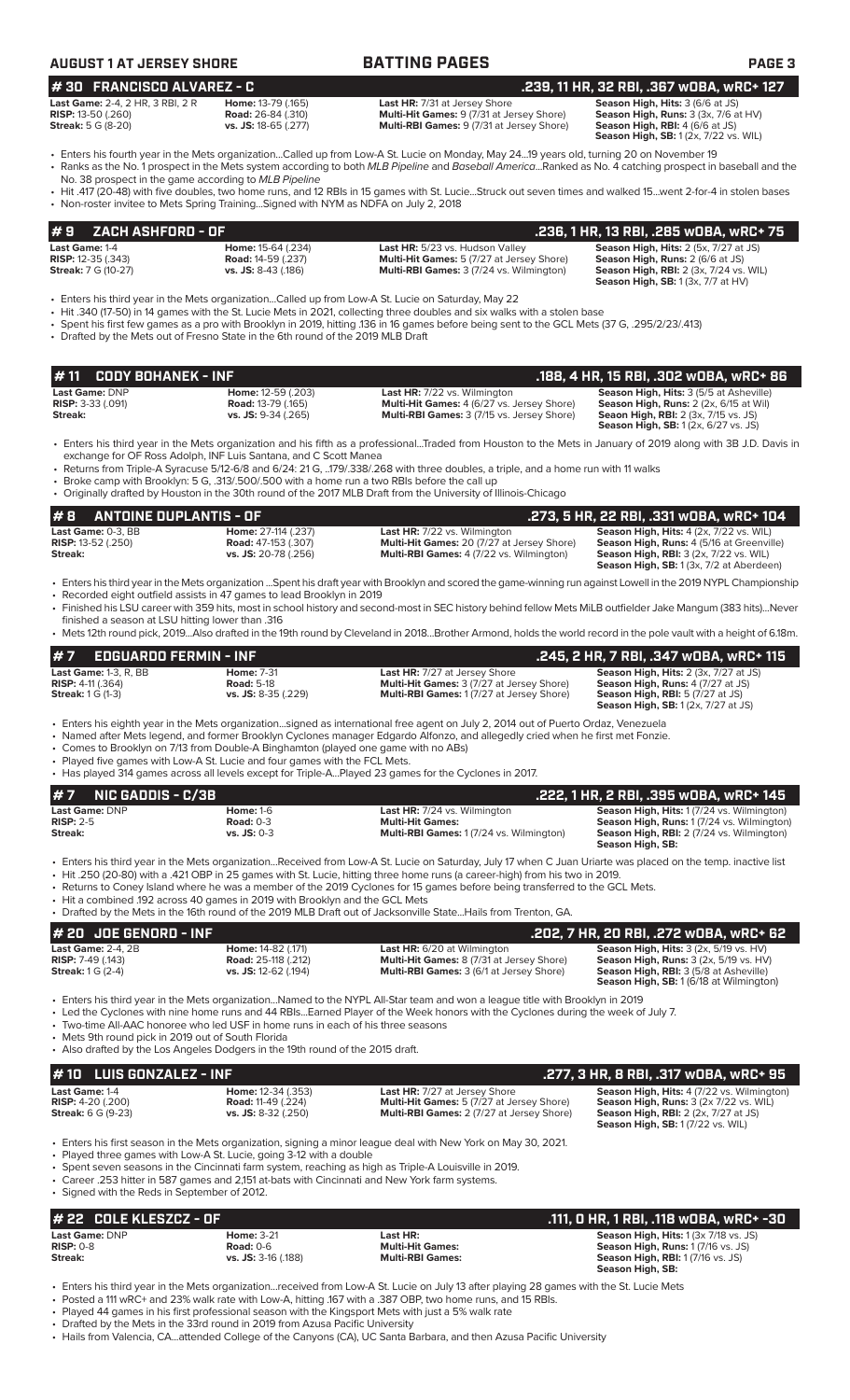## AUGUST 1 AT JERSEY SHORE — BATTING PAGES

### # 30 FRANCISCO ALVAREZ - C — .239, 11 HR, 32 RBI, .367 wOBA, wRC+ 127

| | | | |
|---|---|---|---|
| **Last Game:** 2-4, 2 HR, 3 RBI, 2 R | **Home:** 13-79 (.165) | **Last HR:** 7/31 at Jersey Shore | **Season High, Hits:** 3 (6/6 at JS) |
| **RISP:** 13-50 (.260) | **Road:** 26-84 (.310) | **Multi-Hit Games:** 9 (7/31 at Jersey Shore) | **Season High, Runs:** 3 (3x, 7/6 at HV) |
| **Streak:** 5 G (8-20) | **vs. JS:** 18-65 (.277) | **Multi-RBI Games:** 9 (7/31 at Jersey Shore) | **Season High, RBI:** 4 (6/6 at JS) |
| | | | **Season High, SB:** 1 (2x, 7/22 vs. WIL) |

- Enters his fourth year in the Mets organization...Called up from Low-A St. Lucie on Monday, May 24...19 years old, turning 20 on November 19
- Ranks as the No. 1 prospect in the Mets system according to both *MLB Pipeline* and *Baseball America*...Ranked as No. 4 catching prospect in baseball and the No. 38 prospect in the game according to *MLB Pipeline*
- Hit .417 (20-48) with five doubles, two home runs, and 12 RBIs in 15 games with St. Lucie...Struck out seven times and walked 15...went 2-for-4 in stolen bases
- Non-roster invitee to Mets Spring Training...Signed with NYM as NDFA on July 2, 2018

### # 9 ZACH ASHFORD - OF — .236, 1 HR, 13 RBI, .285 wOBA, wRC+ 75

| | | | |
|---|---|---|---|
| **Last Game:** 1-4 | **Home:** 15-64 (.234) | **Last HR:** 5/23 vs. Hudson Valley | **Season High, Hits:** 2 (5x, 7/27 at JS) |
| **RISP:** 12-35 (.343) | **Road:** 14-59 (.237) | **Multi-Hit Games:** 5 (7/27 at Jersey Shore) | **Season High, Runs:** 2 (6/6 at JS) |
| **Streak:** 7 G (10-27) | **vs. JS:** 8-43 (.186) | **Multi-RBI Games:** 3 (7/24 vs. Wilmington) | **Season High, RBI:** 2 (3x, 7/24 vs. WIL) |
| | | | **Season High, SB:** 1 (3x, 7/7 at HV) |

- Enters his third year in the Mets organization...Called up from Low-A St. Lucie on Saturday, May 22
- Hit .340 (17-50) in 14 games with the St. Lucie Mets in 2021, collecting three doubles and six walks with a stolen base
- Spent his first few games as a pro with Brooklyn in 2019, hitting .136 in 16 games before being sent to the GCL Mets (37 G, .295/2/23/.413)
- Drafted by the Mets out of Fresno State in the 6th round of the 2019 MLB Draft

### # 11 CODY BOHANEK - INF — .188, 4 HR, 15 RBI, .302 wOBA, wRC+ 86

| | | | |
|---|---|---|---|
| **Last Game:** DNP | **Home:** 12-59 (.203) | **Last HR:** 7/22 vs. Wilmington | **Season High, Hits:** 3 (5/5 at Asheville) |
| **RISP:** 3-33 (.091) | **Road:** 13-79 (.165) | **Multi-Hit Games:** 4 (6/27 vs. Jersey Shore) | **Season High, Runs:** 2 (2x, 6/15 at Wil) |
| **Streak:** | **vs. JS:** 9-34 (.265) | **Multi-RBI Games:** 3 (7/15 vs. Jersey Shore) | **Seaon High, RBI:** 2 (3x, 7/15 vs. JS) |
| | | | **Season High, SB:** 1 (2x, 6/27 vs. JS) |

- Enters his third year in the Mets organization and his fifth as a professional...Traded from Houston to the Mets in January of 2019 along with 3B J.D. Davis in exchange for OF Ross Adolph, INF Luis Santana, and C Scott Manea
- Returns from Triple-A Syracuse 5/12-6/8 and 6/24: 21 G, ..179/.338/.268 with three doubles, a triple, and a home run with 11 walks
- Broke camp with Brooklyn: 5 G, .313/.500/.500 with a home run a two RBIs before the call up
- Originally drafted by Houston in the 30th round of the 2017 MLB Draft from the University of Illinois-Chicago

### # 8 ANTOINE DUPLANTIS - OF — .273, 5 HR, 22 RBI, .331 wOBA, wRC+ 104

| | | | |
|---|---|---|---|
| **Last Game:** 0-3, BB | **Home:** 27-114 (.237) | **Last HR:** 7/22 vs. Wilmington | **Season High, Hits:** 4 (2x, 7/22 vs. WIL) |
| **RISP:** 13-52 (.250) | **Road:** 47-153 (.307) | **Multi-Hit Games:** 20 (7/27 at Jersey Shore) | **Season High, Runs:** 4 (5/16 at Greenville) |
| **Streak:** | **vs. JS:** 20-78 (.256) | **Multi-RBI Games:** 4 (7/22 vs. Wilmington) | **Season High, RBI:** 3 (2x, 7/22 vs. WIL) |
| | | | **Season High, SB:** 1 (3x, 7/2 at Aberdeen) |

- Enters his third year in the Mets organization ...Spent his draft year with Brooklyn and scored the game-winning run against Lowell in the 2019 NYPL Championship
- Recorded eight outfield assists in 47 games to lead Brooklyn in 2019
- Finished his LSU career with 359 hits, most in school history and second-most in SEC history behind fellow Mets MiLB outfielder Jake Mangum (383 hits)...Never finished a season at LSU hitting lower than .316
- Mets 12th round pick, 2019...Also drafted in the 19th round by Cleveland in 2018...Brother Armond, holds the world record in the pole vault with a height of 6.18m.

### # 7 EDGUARDO FERMIN - INF — .245, 2 HR, 7 RBI, .347 wOBA, wRC+ 115

| | | | |
|---|---|---|---|
| **Last Game:** 1-3, R, BB | **Home:** 7-31 | **Last HR:** 7/27 at Jersey Shore | **Season High, Hits:** 2 (3x, 7/27 at JS) |
| **RISP:** 4-11 (.364) | **Road:** 5-18 | **Multi-Hit Games:** 3 (7/27 at Jersey Shore) | **Season High, Runs:** 4 (7/27 at JS) |
| **Streak:** 1 G (1-3) | **vs. JS:** 8-35 (.229) | **Multi-RBI Games:** 1 (7/27 at Jersey Shore) | **Season High, RBI:** 5 (7/27 at JS) |
| | | | **Season High, SB:** 1 (2x, 7/27 at JS) |

- Enters his eighth year in the Mets organization...signed as international free agent on July 2, 2014 out of Puerto Ordaz, Venezuela
- Named after Mets legend, and former Brooklyn Cyclones manager Edgardo Alfonzo, and allegedly cried when he first met Fonzie.
- Comes to Brooklyn on 7/13 from Double-A Binghamton (played one game with no ABs)
- Played five games with Low-A St. Lucie and four games with the FCL Mets.
- Has played 314 games across all levels except for Triple-A...Played 23 games for the Cyclones in 2017.

### # 7 NIC GADDIS - C/3B — .222, 1 HR, 2 RBI, .395 wOBA, wRC+ 145

| | | | |
|---|---|---|---|
| **Last Game:** DNP | **Home:** 1-6 | **Last HR:** 7/24 vs. Wilmington | **Season High, Hits:** 1 (7/24 vs. Wilmington) |
| **RISP:** 2-5 | **Road:** 0-3 | **Multi-Hit Games:** | **Season High, Runs:** 1 (7/24 vs. Wilmington) |
| **Streak:** | **vs. JS:** 0-3 | **Multi-RBI Games:** 1 (7/24 vs. Wilmington) | **Season High, RBI:** 2 (7/24 vs. Wilmington) |
| | | | **Season High, SB:** |

- Enters his third year in the Mets organization...Received from Low-A St. Lucie on Saturday, July 17 when C Juan Uriarte was placed on the temp. inactive list
- Hit .250 (20-80) with a .421 OBP in 25 games with St. Lucie, hitting three home runs (a career-high) from his two in 2019.
- Returns to Coney Island where he was a member of the 2019 Cyclones for 15 games before being transferred to the GCL Mets.
- Hit a combined .192 across 40 games in 2019 with Brooklyn and the GCL Mets
- Drafted by the Mets in the 16th round of the 2019 MLB Draft out of Jacksonville State...Hails from Trenton, GA.

### # 20 JOE GENORD - INF — .202, 7 HR, 20 RBI, .272 wOBA, wRC+ 62

| | | | |
|---|---|---|---|
| **Last Game:** 2-4, 2B | **Home:** 14-82 (.171) | **Last HR:** 6/20 at Wilmington | **Season High, Hits:** 3 (2x, 5/19 vs. HV) |
| **RISP:** 7-49 (.143) | **Road:** 25-118 (.212) | **Multi-Hit Games:** 8 (7/31 at Jersey Shore) | **Season High, Runs:** 3 (2x, 5/19 vs. HV) |
| **Streak:** 1 G (2-4) | **vs. JS:** 12-62 (.194) | **Multi-RBI Games:** 3 (6/1 at Jersey Shore) | **Season High, RBI:** 3 (5/8 at Asheville) |
| | | | **Season High, SB:** 1 (6/18 at Wilmington) |

- Enters his third year in the Mets organization...Named to the NYPL All-Star team and won a league title with Brooklyn in 2019
- Led the Cyclones with nine home runs and 44 RBIs...Earned Player of the Week honors with the Cyclones during the week of July 7.
- Two-time All-AAC honoree who led USF in home runs in each of his three seasons
- Mets 9th round pick in 2019 out of South Florida
- Also drafted by the Los Angeles Dodgers in the 19th round of the 2015 draft.

### # 10 LUIS GONZALEZ - INF — .277, 3 HR, 8 RBI, .317 wOBA, wRC+ 95

| | | | |
|---|---|---|---|
| **Last Game:** 1-4 | **Home:** 12-34 (.353) | **Last HR:** 7/27 at Jersey Shore | **Season High, Hits:** 4 (7/22 vs. Wilmington) |
| **RISP:** 4-20 (.200) | **Road:** 11-49 (.224) | **Multi-Hit Games:** 5 (7/27 at Jersey Shore) | **Season High, Runs:** 3 (2x 7/22 vs. WIL) |
| **Streak:** 6 G (9-23) | **vs. JS:** 8-32 (.250) | **Multi-RBI Games:** 2 (7/27 at Jersey Shore) | **Season High, RBI:** 2 (2x, 7/27 at JS) |
| | | | **Season High, SB:** 1 (7/22 vs. WIL) |

- Enters his first season in the Mets organization, signing a minor league deal with New York on May 30, 2021.
- Played three games with Low-A St. Lucie, going 3-12 with a double
- Spent seven seasons in the Cincinnati farm system, reaching as high as Triple-A Louisville in 2019.
- Career .253 hitter in 587 games and 2,151 at-bats with Cincinnati and New York farm systems.
- Signed with the Reds in September of 2012.

### # 22 COLE KLESZCZ - OF — .111, 0 HR, 1 RBI, .118 wOBA, wRC+ -30

| | | | |
|---|---|---|---|
| **Last Game:** DNP | **Home:** 3-21 | **Last HR:** | **Season High, Hits:** 1 (3x 7/18 vs. JS) |
| **RISP:** 0-8 | **Road:** 0-6 | **Multi-Hit Games:** | **Season High, Runs:** 1 (7/16 vs. JS) |
| **Streak:** | **vs. JS:** 3-16 (.188) | **Multi-RBI Games:** | **Season High, RBI:** 1 (7/16 vs. JS) |
| | | | **Season High, SB:** |

- Enters his third year in the Mets organization...received from Low-A St. Lucie on July 13 after playing 28 games with the St. Lucie Mets
- Posted a 111 wRC+ and 23% walk rate with Low-A, hitting .167 with a .387 OBP, two home runs, and 15 RBIs.
- Played 44 games in his first professional season with the Kingsport Mets with just a 5% walk rate
- Drafted by the Mets in the 33rd round in 2019 from Azusa Pacific University
- Hails from Valencia, CA...attended College of the Canyons (CA), UC Santa Barbara, and then Azusa Pacific University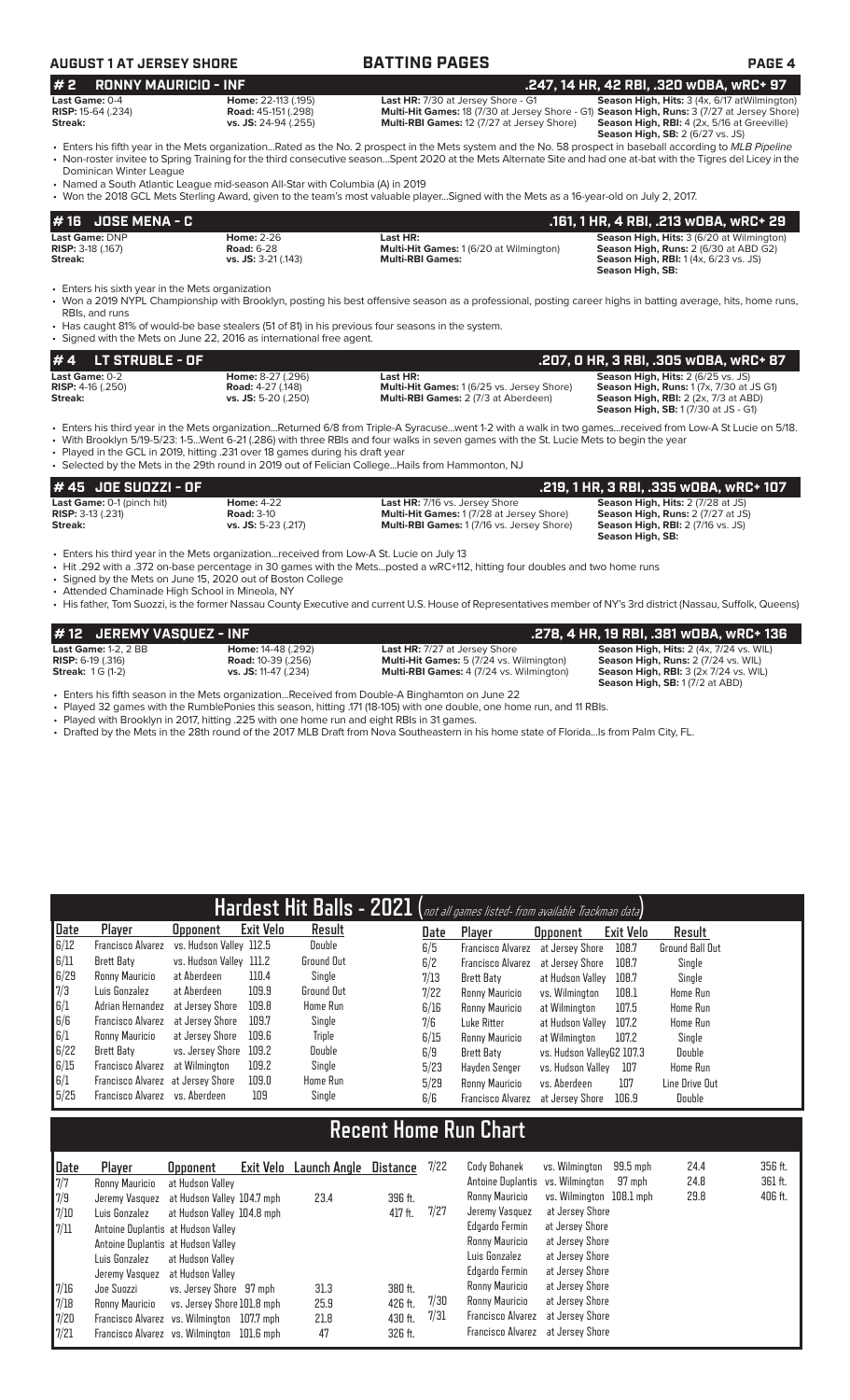**AUGUST 1 AT JERSEY SHORE** — **BATTING PAGES**

## # 2 RONNY MAURICIO - INF — .247, 14 HR, 42 RBI, .320 wOBA, wRC+ 97

**Last Game:** 0-4 | **Home:** 22-113 (.195) | **Last HR:** 7/30 at Jersey Shore - G1 | **Season High, Hits:** 3 (4x, 6/17 atWilmington)
**RISP:** 15-64 (.234) | **Road:** 45-151 (.298) | **Multi-Hit Games:** 18 (7/30 at Jersey Shore - G1) | **Season High, Runs:** 3 (7/27 at Jersey Shore)
**Streak:** | **vs. JS:** 24-94 (.255) | **Multi-RBI Games:** 12 (7/27 at Jersey Shore) | **Season High, RBI:** 4 (2x, 5/16 at Greeville)
**Season High, SB:** 2 (6/27 vs. JS)

- Enters his fifth year in the Mets organization...Rated as the No. 2 prospect in the Mets system and the No. 58 prospect in baseball according to *MLB Pipeline*
- Non-roster invitee to Spring Training for the third consecutive season...Spent 2020 at the Mets Alternate Site and had one at-bat with the Tigres del Licey in the Dominican Winter League
- Named a South Atlantic League mid-season All-Star with Columbia (A) in 2019
- Won the 2018 GCL Mets Sterling Award, given to the team's most valuable player...Signed with the Mets as a 16-year-old on July 2, 2017.

## # 16 JOSE MENA - C — .161, 1 HR, 4 RBI, .213 wOBA, wRC+ 29

**Last Game:** DNP | **Home:** 2-26 | **Last HR:** | **Season High, Hits:** 3 (6/20 at Wilmington)
**RISP:** 3-18 (.167) | **Road:** 6-28 | **Multi-Hit Games:** 1 (6/20 at Wilmington) | **Season High, Runs:** 2 (6/30 at ABD G2)
**Streak:** | **vs. JS:** 3-21 (.143) | **Multi-RBI Games:** | **Season High, RBI:** 1 (4x, 6/23 vs. JS)
**Season High, SB:**

- Enters his sixth year in the Mets organization
- Won a 2019 NYPL Championship with Brooklyn, posting his best offensive season as a professional, posting career highs in batting average, hits, home runs, RBIs, and runs
- Has caught 81% of would-be base stealers (51 of 81) in his previous four seasons in the system.
- Signed with the Mets on June 22, 2016 as international free agent.

## # 4 LT STRUBLE - OF — .207, 0 HR, 3 RBI, .305 wOBA, wRC+ 87

**Last Game:** 0-2 | **Home:** 8-27 (.296) | **Last HR:** | **Season High, Hits:** 2 (6/25 vs. JS)
**RISP:** 4-16 (.250) | **Road:** 4-27 (.148) | **Multi-Hit Games:** 1 (6/25 vs. Jersey Shore) | **Season High, Runs:** 1 (7x, 7/30 at JS G1)
**Streak:** | **vs. JS:** 5-20 (.250) | **Multi-RBI Games:** 2 (7/3 at Aberdeen) | **Season High, RBI:** 2 (2x, 7/3 at ABD)
**Season High, SB:** 1 (7/30 at JS - G1)

- Enters his third year in the Mets organization...Returned 6/8 from Triple-A Syracuse...went 1-2 with a walk in two games...received from Low-A St Lucie on 5/18.
- With Brooklyn 5/19-5/23: 1-5...Went 6-21 (.286) with three RBIs and four walks in seven games with the St. Lucie Mets to begin the year
- Played in the GCL in 2019, hitting .231 over 18 games during his draft year
- Selected by the Mets in the 29th round in 2019 out of Felician College...Hails from Hammonton, NJ

## # 45 JOE SUOZZI - OF — .219, 1 HR, 3 RBI, .335 wOBA, wRC+ 107

**Last Game:** 0-1 (pinch hit) | **Home:** 4-22 | **Last HR:** 7/16 vs. Jersey Shore | **Season High, Hits:** 2 (7/28 at JS)
**RISP:** 3-13 (.231) | **Road:** 3-10 | **Multi-Hit Games:** 1 (7/28 at Jersey Shore) | **Season High, Runs:** 2 (7/27 at JS)
**Streak:** | **vs. JS:** 5-23 (.217) | **Multi-RBI Games:** 1 (7/16 vs. Jersey Shore) | **Season High, RBI:** 2 (7/16 vs. JS)
**Season High, SB:**

- Enters his third year in the Mets organization...received from Low-A St. Lucie on July 13
- Hit .292 with a .372 on-base percentage in 30 games with the Mets...posted a wRC+112, hitting four doubles and two home runs
- Signed by the Mets on June 15, 2020 out of Boston College
- Attended Chaminade High School in Mineola, NY
- His father, Tom Suozzi, is the former Nassau County Executive and current U.S. House of Representatives member of NY's 3rd district (Nassau, Suffolk, Queens)

## # 12 JEREMY VASQUEZ - INF — .278, 4 HR, 19 RBI, .381 wOBA, wRC+ 136

**Last Game:** 1-2, 2 BB | **Home:** 14-48 (.292) | **Last HR:** 7/27 at Jersey Shore | **Season High, Hits:** 2 (4x, 7/24 vs. WIL)
**RISP:** 6-19 (.316) | **Road:** 10-39 (.256) | **Multi-Hit Games:** 5 (7/24 vs. Wilmington) | **Season High, Runs:** 2 (7/24 vs. WIL)
**Streak:** 1 G (1-2) | **vs. JS:** 11-47 (.234) | **Multi-RBI Games:** 4 (7/24 vs. Wilmington) | **Season High, RBI:** 3 (2x 7/24 vs. WIL)
**Season High, SB:** 1 (7/2 at ABD)

- Enters his fifth season in the Mets organization...Received from Double-A Binghamton on June 22
- Played 32 games with the RumblePonies this season, hitting .171 (18-105) with one double, one home run, and 11 RBIs.
- Played with Brooklyn in 2017, hitting .225 with one home run and eight RBIs in 31 games.
- Drafted by the Mets in the 28th round of the 2017 MLB Draft from Nova Southeastern in his home state of Florida...Is from Palm City, FL.

## Hardest Hit Balls - 2021 (not all games listed- from available Trackman data)

| Date | Player | Opponent | Exit Velo | Result |
|---|---|---|---|---|
| 6/12 | Francisco Alvarez | vs. Hudson Valley | 112.5 | Double |
| 6/11 | Brett Baty | vs. Hudson Valley | 111.2 | Ground Out |
| 6/29 | Ronny Mauricio | at Aberdeen | 110.4 | Single |
| 7/3 | Luis Gonzalez | at Aberdeen | 109.9 | Ground Out |
| 6/1 | Adrian Hernandez | at Jersey Shore | 109.8 | Home Run |
| 6/6 | Francisco Alvarez | at Jersey Shore | 109.7 | Single |
| 6/1 | Ronny Mauricio | at Jersey Shore | 109.6 | Triple |
| 6/22 | Brett Baty | vs. Jersey Shore | 109.2 | Double |
| 6/15 | Francisco Alvarez | at Wilmington | 109.2 | Single |
| 6/1 | Francisco Alvarez | at Jersey Shore | 109.0 | Home Run |
| 5/25 | Francisco Alvarez | vs. Aberdeen | 109 | Single |
| 6/5 | Francisco Alvarez | at Jersey Shore | 108.7 | Ground Ball Out |
| 6/2 | Francisco Alvarez | at Jersey Shore | 108.7 | Single |
| 7/13 | Brett Baty | at Hudson Valley | 108.7 | Single |
| 7/22 | Ronny Mauricio | vs. Wilmington | 108.1 | Home Run |
| 6/16 | Ronny Mauricio | at Wilmington | 107.5 | Home Run |
| 7/6 | Luke Ritter | at Hudson Valley | 107.2 | Home Run |
| 6/15 | Ronny Mauricio | at Wilmington | 107.2 | Single |
| 6/9 | Brett Baty | vs. Hudson ValleyG2 | 107.3 | Double |
| 5/23 | Hayden Senger | vs. Hudson Valley | 107 | Home Run |
| 5/29 | Ronny Mauricio | vs. Aberdeen | 107 | Line Drive Out |
| 6/6 | Francisco Alvarez | at Jersey Shore | 106.9 | Double |

## Recent Home Run Chart

| Date | Player | Opponent | Exit Velo | Launch Angle | Distance |
|---|---|---|---|---|---|
| 7/7 | Ronny Mauricio | at Hudson Valley | | | |
| 7/9 | Jeremy Vasquez | at Hudson Valley | 104.7 mph | 23.4 | 396 ft. |
| 7/10 | Luis Gonzalez | at Hudson Valley | 104.8 mph | | 417 ft. |
| 7/11 | Antoine Duplantis | at Hudson Valley | | | |
| | Antoine Duplantis | at Hudson Valley | | | |
| | Luis Gonzalez | at Hudson Valley | | | |
| | Jeremy Vasquez | at Hudson Valley | | | |
| 7/16 | Joe Suozzi | vs. Jersey Shore | 97 mph | 31.3 | 380 ft. |
| 7/18 | Ronny Mauricio | vs. Jersey Shore | 101.8 mph | 25.9 | 426 ft. |
| 7/20 | Francisco Alvarez | vs. Wilmington | 107.7 mph | 21.8 | 430 ft. |
| 7/21 | Francisco Alvarez | vs. Wilmington | 101.6 mph | 47 | 326 ft. |
| 7/22 | Cody Bohanek | vs. Wilmington | 99.5 mph | 24.4 | 356 ft. |
| | Antoine Duplantis | vs. Wilmington | 97 mph | 24.8 | 361 ft. |
| | Ronny Mauricio | vs. Wilmington | 108.1 mph | 29.8 | 406 ft. |
| 7/27 | Jeremy Vasquez | at Jersey Shore | | | |
| | Edgardo Fermin | at Jersey Shore | | | |
| | Ronny Mauricio | at Jersey Shore | | | |
| | Luis Gonzalez | at Jersey Shore | | | |
| | Edgardo Fermin | at Jersey Shore | | | |
| | Ronny Mauricio | at Jersey Shore | | | |
| 7/30 | Ronny Mauricio | at Jersey Shore | | | |
| 7/31 | Francisco Alvarez | at Jersey Shore | | | |
| | Francisco Alvarez | at Jersey Shore | | | |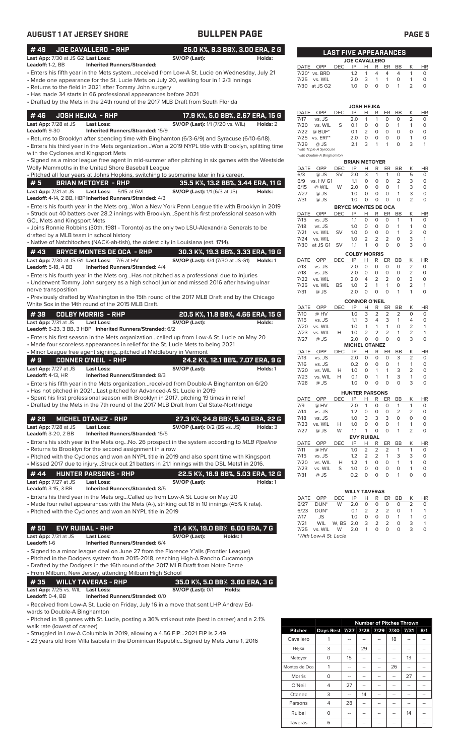## AUGUST 1 AT JERSEY SHORE — BULLPEN PAGE

### #49 JOE CAVALLERO - RHP — 25.0 K%, 8.3 BB%, 3.00 ERA, 2 G

**Last App:** 7/30 at JS G2 **Last Loss:** **SV/OP (Last):** **Holds:**
**Leadoff:** 1-2, BB **Inherited Runners/Stranded:**

- Enters his fifth year in the Mets system...received from Low-A St. Lucie on Wednesday, July 21
- Made one appearance for the St. Lucie Mets on July 20, walking four in 1 2/3 innings
- Returns to the field in 2021 after Tommy John surgery
- Has made 34 starts in 66 professional appearances before 2021
- Drafted by the Mets in the 24th round of the 2017 MLB Draft from South Florida

### #46 JOSH HEJKA - RHP — 17.9 K%, 5.0 BB%, 2.67 ERA, 15 G

**Last App:** 7/28 at JS **Last Loss:** **SV/OP (Last):** 1/1 (7/20 vs. WIL) **Holds:** 2
**Leadoff:** 9-30 **Inherited Runners/Stranded:** 15/9

- Returns to Brooklyn after spending time with Binghamton (6/3-6/9) and Syracuse (6/10-6/18).
- Enters his third year in the Mets organization...Won a 2019 NYPL title with Brooklyn, splitting time with the Cyclones and Kingsport Mets
- Signed as a minor league free agent in mid-summer after pitching in six games with the Westside Wolly Mammoths in the United Shore Baseball League
- Pitched all four years at Johns Hopkins, switching to submarine later in his career.

### #5 BRIAN METOYER - RHP — 35.5 K%, 13.2 BB%, 3.44 ERA, 11 G

**Last App:** 7/31 at JS **Last Loss:** 5/15 at GVL **SV/OP (Last):** 1/1 (6/3 at JS) **Holds:**
**Leadoff:** 4-14, 2 BB, HBP **Inherited Runners/Stranded:** 4/3

- Enters his fourth year in the Mets org...Won a New York Penn League title with Brooklyn in 2019
- Struck out 40 batters over 28.2 innings with Brooklyn...Spent his first professional season with GCL Mets and Kingsport Mets
- Joins Ronnie Robbins (30th, 1981 - Toronto) as the only two LSU-Alexandria Generals to be drafted by a MLB team in school history
- Native of Natchitoches (NACK-ah-tish), the oldest city in Louisiana (est. 1714).

### #43 BRYCE MONTES DE OCA - RHP — 30.3 K%, 19.3 BB%, 3.33 ERA, 19 G

**Last App:** 7/30 at JS G1 **Last Loss:** 7/6 at HV **SV/OP (Last):** 4/4 (7/30 at JS G1) **Holds:** 1
**Leadoff:** 5-18, 4 BB **Inherited Runners/Stranded:** 4/4

- Enters his fourth year in the Mets org...Has not pitched as a professional due to injuries
- Underwent Tommy John surgery as a high school junior and missed 2016 after having ulnar nerve transposition
- Previously drafted by Washington in the 15th round of the 2017 MLB Draft and by the Chicago White Sox in the 14th round of the 2015 MLB Draft.

### #38 COLBY MORRIS - RHP — 20.5 K%, 11.8 BB%, 4.66 ERA, 15 G

**Last App:** 7/31 at JS **Last Loss:** **SV/OP (Last):** **Holds:**
**Leadoff:** 6-23, 3 BB, 3 HBP **Inherited Runners/Stranded:** 6/2

- Enters his first season in the Mets organization...called up from Low-A St. Lucie on May 20
- Made four scoreless appearances in relief for the St. Lucie Mets to being 2021
- Minor League free agent signing...pitched at Middlebury in Vermont

### #9 CONNER O'NEIL - RHP — 24.2 K%, 12.1 BB%, 7.07 ERA, 9 G

**Last App:** 7/27 at JS **Last Loss:** **SV/OP (Last):** **Holds:** 1
**Leadoff:** 4-13, HR **Inherited Runners/Stranded:** 8/3

- Enters his fifth year in the Mets organization...received from Double-A Binghamton on 6/20
- Has not pitched in 2021...Last pitched for Advanced-A St. Lucie in 2019
- Spent his first professional season with Brooklyn in 2017, pitching 19 times in relief
- Drafted by the Mets in the 7th round of the 2017 MLB Draft from Cal State-Northridge

### #26 MICHEL OTANEZ - RHP — 27.3 K%, 24.8 BB%, 5.40 ERA, 22 G

**Last App:** 7/28 at JS **Last Loss:** **SV/OP (Last):** 0/2 (BS vs. JS) **Holds:** 3
**Leadoff:** 3-20, 2 BB **Inherited Runners/Stranded:** 15/5

- Enters his sixth year in the Mets org...No. 26 prospect in the system according to *MLB Pipeline*
- Returns to Brooklyn for the second assignment in a row
- Pitched with the Cyclones and won an NYPL title in 2019 and also spent time with Kingsport
- Missed 2017 due to injury...Struck out 21 batters in 21.1 innings with the DSL Mets1 in 2016.

### #44 HUNTER PARSONS - RHP — 22.5 K%, 16.9 BB%, 5.03 ERA, 12 G

**Last App:** 7/27 at JS **Last Loss:** **SV/OP (Last):** **Holds:** 1
**Leadoff:** 3-15, 3 BB **Inherited Runners/Stranded:** 8/5

- Enters his third year in the Mets org...Called up from Low-A St. Lucie on May 20
- Made four relief appearances with the Mets (A-), striking out 18 in 10 innings (45% K rate).
- Pitched with the Cyclones and won an NYPL title in 2019

### #50 EVY RUIBAL - RHP — 21.4 K%, 19.0 BB% 6.00 ERA, 7 G

**Last App:** 7/31 at JS **Last Loss:** **SV/OP (Last):** **Holds:** 1
**Leadoff:** 1-6 **Inherited Runners/Stranded:** 6/4

- Signed to a minor league deal on June 27 from the Florence Y'alls (Frontier League)
- Pitched in the Dodgers system from 2015-2018, reaching High-A Rancho Cucamonga
- Drafted by the Dodgers in the 16th round of the 2017 MLB Draft from Notre Dame
- From Milburn, New Jersey, attending Milburn High School

### #35 WILLY TAVERAS - RHP — 35.0 K%, 5.0 BB% 3.60 ERA, 3 G

**Last App:** 7/25 vs. WIL **Last Loss:** **SV/OP (Last):** 0/1 **Holds:**
**Leadoff:** 0-4, BB **Inherited Runners/Stranded:** 0/0

- Received from Low-A St. Lucie on Friday, July 16 in a move that sent LHP Andrew Edwards to Double-A Binghamton
- Pitched in 18 games with St. Lucie, posting a 36% strikeout rate (best in career) and a 2.1% walk rate (lowest of career)
- Struggled in Low-A Columbia in 2019, allowing a 4.56 FIP...2021 FIP is 2.49
- 23 years old from Villa Isabela in the Dominican Republic...Signed by Mets June 1, 2016

## LAST FIVE APPEARANCES

**JOE CAVALLERO**

| DATE | OPP | DEC | IP | H | R | ER | BB | K | HR |
|---|---|---|---|---|---|---|---|---|---|
| 7/20* | vs. BRD | | 1.2 | 1 | 4 | 4 | 4 | 1 | 0 |
| 7/25 | vs. WIL | | 2.0 | 3 | 1 | 1 | 0 | 1 | 0 |
| 7/30 | at JS G2 | | 1.0 | 0 | 0 | 0 | 1 | 2 | 0 |

**JOSH HEJKA**

| DATE | OPP | DEC | IP | H | R | ER | BB | K | HR |
|---|---|---|---|---|---|---|---|---|---|
| 7/17 | vs. JS | | 2.0 | 1 | 1 | 0 | 0 | 2 | 0 |
| 7/20 | vs. WIL | S | 0.1 | 0 | 0 | 0 | 1 | 1 | 0 |
| 7/22 | @ BUF* | | 0.1 | 2 | 0 | 0 | 0 | 0 | 0 |
| 7/25 | vs. ERI** | | 2.0 | 0 | 0 | 0 | 0 | 1 | 0 |
| 7/29 | @ JS | | 2.1 | 3 | 1 | 1 | 0 | 3 | 1 |

*with Triple-A Syracuse
*with Double-A Binghamton

**BRIAN METOYER**

| DATE | OPP | DEC | IP | H | R | ER | BB | K | HR |
|---|---|---|---|---|---|---|---|---|---|
| 6/3 | @ JS | SV | 2.0 | 3 | 1 | 1 | 0 | 5 | 0 |
| 6/9 | vs. HV G1 | | 1.1 | 0 | 0 | 0 | 2 | 3 | 0 |
| 6/15 | @ WIL | W | 2.0 | 0 | 0 | 0 | 1 | 3 | 0 |
| 7/27 | @ JS | | 1.0 | 0 | 0 | 0 | 1 | 3 | 0 |
| 7/31 | @ JS | | 1.0 | 0 | 0 | 0 | 0 | 2 | 0 |

**BRYCE MONTES DE OCA**

| DATE | OPP | DEC | IP | H | R | ER | BB | K | HR |
|---|---|---|---|---|---|---|---|---|---|
| 7/15 | vs. JS | | 1.1 | 0 | 0 | 0 | 1 | 1 | 0 |
| 7/18 | vs. JS | | 1.0 | 0 | 0 | 0 | 1 | 1 | 0 |
| 7/21 | vs. WIL | SV | 1.0 | 0 | 0 | 0 | 1 | 2 | 0 |
| 7/24 | vs. WIL | | 1.0 | 2 | 2 | 2 | 0 | 3 | 1 |
| 7/30 | at JS G1 | SV | 1.1 | 1 | 0 | 0 | 0 | 3 | 0 |

**COLBY MORRIS**

| DATE | OPP | DEC | IP | H | R | ER | BB | K | HR |
|---|---|---|---|---|---|---|---|---|---|
| 7/13 | vs. JS | | 2.0 | 0 | 0 | 0 | 0 | 2 | 0 |
| 7/18 | vs. JS | | 2.0 | 0 | 0 | 0 | 0 | 2 | 0 |
| 7/22 | vs. WIL | | 2.0 | 4 | 2 | 2 | 0 | 3 | 0 |
| 7/25 | vs. WIL | BS | 1.0 | 2 | 1 | 1 | 0 | 2 | 1 |
| 7/31 | @ JS | | 2.0 | 0 | 0 | 0 | 1 | 1 | 0 |

**CONNOR O'NEIL**

| DATE | OPP | DEC | IP | H | R | ER | BB | K | HR |
|---|---|---|---|---|---|---|---|---|---|
| 7/10 | @ HV | | 1.0 | 3 | 2 | 2 | 2 | 0 | 0 |
| 7/15 | vs. JS | | 1.1 | 3 | 4 | 3 | 1 | 4 | 0 |
| 7/20 | vs. WIL | | 1.0 | 1 | 1 | 1 | 0 | 2 | 1 |
| 7/23 | vs. WIL | H | 1.0 | 2 | 2 | 2 | 1 | 2 | 1 |
| 7/27 | @ JS | | 2.0 | 0 | 0 | 0 | 0 | 3 | 0 |

**MICHEL OTANEZ**

| DATE | OPP | DEC | IP | H | R | ER | BB | K | HR |
|---|---|---|---|---|---|---|---|---|---|
| 7/13 | vs. JS | | 2.0 | 0 | 0 | 0 | 3 | 2 | 0 |
| 7/16 | vs. JS | | 0.2 | 0 | 0 | 0 | 1 | 1 | 0 |
| 7/20 | vs. WIL | H | 1.0 | 0 | 1 | 1 | 3 | 2 | 0 |
| 7/23 | vs. WIL | H | 0.1 | 0 | 1 | 1 | 3 | 1 | 0 |
| 7/28 | @ JS | | 1.0 | 0 | 0 | 0 | 0 | 3 | 0 |

**HUNTER PARSONS**

| DATE | OPP | DEC | IP | H | R | ER | BB | K | HR |
|---|---|---|---|---|---|---|---|---|---|
| 7/9 | @ HV | | 2.0 | 1 | 0 | 0 | 1 | 1 | 0 |
| 7/14 | vs. JS | | 1.2 | 0 | 0 | 0 | 2 | 2 | 0 |
| 7/18 | vs. JS | | 1.0 | 3 | 3 | 3 | 0 | 0 | 0 |
| 7/23 | vs. WIL | H | 1.0 | 0 | 0 | 0 | 1 | 1 | 0 |
| 7/27 | @ JS | W | 1.1 | 1 | 0 | 0 | 1 | 2 | 0 |

**EVY RUIBAL**

| DATE | OPP | DEC | IP | H | R | ER | BB | K | HR |
|---|---|---|---|---|---|---|---|---|---|
| 7/11 | @ HV | | 1.0 | 2 | 2 | 2 | 1 | 1 | 0 |
| 7/15 | vs. JS | | 1.2 | 2 | 2 | 1 | 3 | 3 | 0 |
| 7/20 | vs. WIL | H | 1.2 | 1 | 0 | 0 | 1 | 1 | 0 |
| 7/23 | vs. WIL | S | 1.0 | 0 | 0 | 0 | 0 | 1 | 0 |
| 7/31 | @ JS | | 0.2 | 0 | 0 | 0 | 1 | 0 | 0 |

**WILLY TAVERAS**

| DATE | OPP | DEC | IP | H | R | ER | BB | K | HR |
|---|---|---|---|---|---|---|---|---|---|
| 6/27 | DUN* | W | 2.0 | 0 | 0 | 0 | 0 | 2 | 0 |
| 6/23 | DUN* | | 0.1 | 2 | 2 | 2 | 0 | 1 | 1 |
| 7/17 | JS | | 1.0 | 0 | 0 | 0 | 1 | 1 | 0 |
| 7/21 | WIL | W, BS | 2.0 | 3 | 2 | 2 | 0 | 3 | 1 |
| 7/25 | vs. WIL | W | 2.0 | 1 | 0 | 0 | 0 | 3 | 0 |

*With Low-A St. Lucie

## Number of Pitches Thrown

| Pitcher | Days Rest | 7/27 | 7/28 | 7/29 | 7/30 | 7/31 | 8/1 |
|---|---|---|---|---|---|---|---|
| Cavallero | 1 | -- | -- | -- | 18 | -- | -- |
| Hejka | 3 | -- | 29 | -- | -- | -- | -- |
| Metoyer | 0 | 15 | -- | -- | -- | 13 | -- |
| Montes de Oca | 1 | -- | -- | -- | 26 | -- | -- |
| Morris | 0 | -- | -- | -- | -- | 27 | -- |
| O'Neil | 4 | 27 | -- | -- | -- | -- | -- |
| Otanez | 3 | -- | 14 | -- | -- | -- | -- |
| Parsons | 4 | 28 | -- | -- | -- | -- | -- |
| Ruibal | 0 | -- | -- | -- | -- | 14 | -- |
| Taveras | 6 | -- | -- | -- | -- | -- | -- |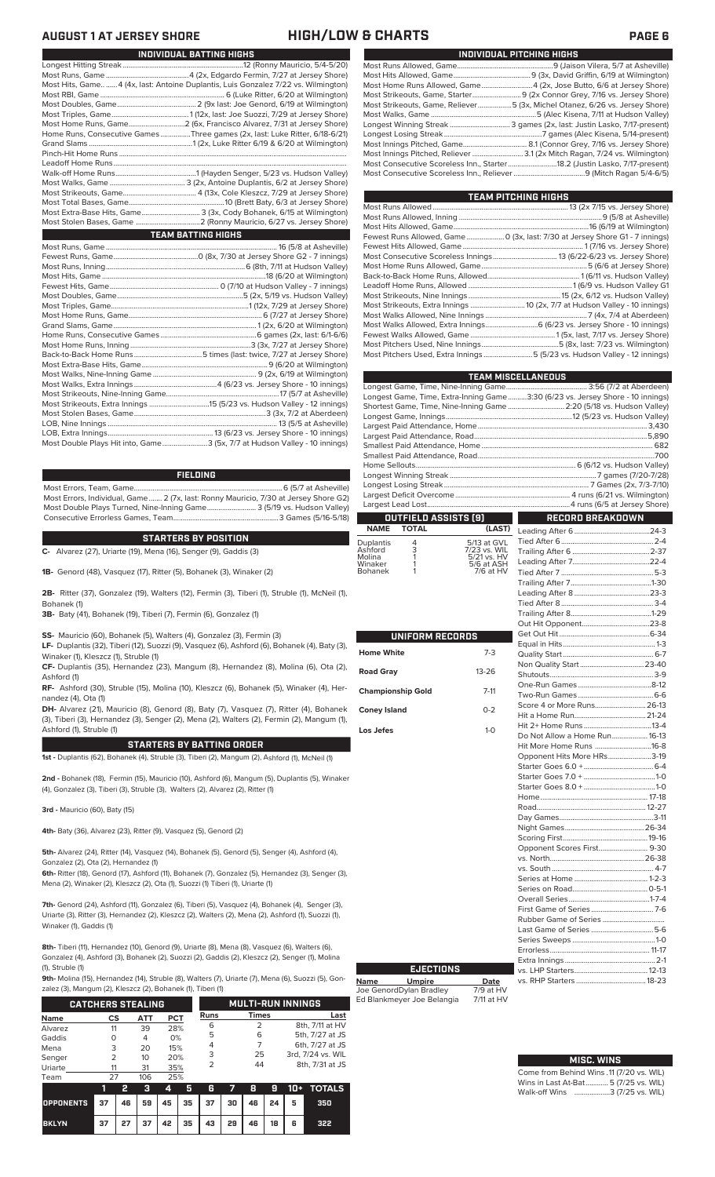# AUGUST 1 AT JERSEY SHORE — HIGH/LOW & CHARTS

## INDIVIDUAL BATTING HIGHS

| | |
|---|---|
| Longest Hitting Streak | 12 (Ronny Mauricio, 5/4-5/20) |
| Most Runs, Game | 4 (2x, Edgardo Fermin, 7/27 at Jersey Shore) |
| Most Hits, Game | 4 (4x, last: Antoine Duplantis, Luis Gonzalez 7/22 vs. Wilmington) |
| Most RBI, Game | 6 (Luke Ritter, 6/20 at Wilmington) |
| Most Doubles, Game | 2 (9x last: Joe Genord, 6/19 at Wilmington) |
| Most Triples, Game | 1 (12x, last: Joe Suozzi, 7/29 at Jersey Shore) |
| Most Home Runs, Game | 2 (6x, Francisco Alvarez, 7/31 at Jersey Shore) |
| Home Runs, Consecutive Games | Three games (2x, last: Luke Ritter, 6/18-6/21) |
| Grand Slams | 1 (2x, Luke Ritter 6/19 & 6/20 at Wilmington) |
| Pinch-Hit Home Runs | |
| Leadoff Home Runs | |
| Walk-off Home Runs | 1 (Hayden Senger, 5/23 vs. Hudson Valley) |
| Most Walks, Game | 3 (2x, Antoine Duplantis, 6/2 at Jersey Shore) |
| Most Strikeouts, Game | 4 (13x, Cole Kleszcz, 7/29 at Jersey Shore) |
| Most Total Bases, Game | 10 (Brett Baty, 6/3 at Jersey Shore) |
| Most Extra-Base Hits, Game | 3 (3x, Cody Bohanek, 6/15 at Wilmington) |
| Most Stolen Bases, Game | 2 (Ronny Mauricio, 6/27 vs. Jersey Shore) |

## TEAM BATTING HIGHS

| | |
|---|---|
| Most Runs, Game | 16 (5/8 at Asheville) |
| Fewest Runs, Game | 0 (8x, 7/30 at Jersey Shore G2 - 7 innings) |
| Most Runs, Inning | 6 (8th, 7/11 at Hudson Valley) |
| Most Hits, Game | 18 (6/20 at Wilmington) |
| Fewest Hits, Game | 0 (7/10 at Hudson Valley - 7 innings) |
| Most Doubles, Game | 5 (2x, 5/19 vs. Hudson Valley) |
| Most Triples, Game | 1 (12x, 7/29 at Jersey Shore) |
| Most Home Runs, Game | 6 (7/27 at Jersey Shore) |
| Grand Slams, Game | 1 (2x, 6/20 at Wilmington) |
| Home Runs, Consecutive Games | 6 games (2x, last: 6/1-6/6) |
| Most Home Runs, Inning | 3 (3x, 7/27 at Jersey Shore) |
| Back-to-Back Home Runs | 5 times (last: twice, 7/27 at Jersey Shore) |
| Most Extra-Base Hits, Game | 9 (6/20 at Wilmington) |
| Most Walks, Nine-Inning Game | 9 (2x, 6/19 at Wilmington) |
| Most Walks, Extra Innings | 4 (6/23 vs. Jersey Shore - 10 innings) |
| Most Strikeouts, Nine-Inning Game | 17 (5/7 at Asheville) |
| Most Strikeouts, Extra Innings | 15 (5/23 vs. Hudson Valley - 12 innings) |
| Most Stolen Bases, Game | 3 (3x, 7/2 at Aberdeen) |
| LOB, Nine Innings | 13 (5/5 at Asheville) |
| LOB, Extra Innings | 13 (6/23 vs. Jersey Shore - 10 innings) |
| Most Double Plays Hit into, Game | 3 (5x, 7/7 at Hudson Valley - 10 innings) |

## FIELDING

| | |
|---|---|
| Most Errors, Team, Game | 6 (5/7 at Asheville) |
| Most Errors, Individual, Game | 2 (7x, last: Ronny Mauricio, 7/30 at Jersey Shore G2) |
| Most Double Plays Turned, Nine-Inning Game | 3 (5/19 vs. Hudson Valley) |
| Consecutive Errorless Games, Team | 3 Games (5/16-5/18) |

## STARTERS BY POSITION

**C-** Alvarez (27), Uriarte (19), Mena (16), Senger (9), Gaddis (3)

**1B-** Genord (48), Vasquez (17), Ritter (5), Bohanek (3), Winaker (2)

**2B-** Ritter (37), Gonzalez (19), Walters (12), Fermin (3), Tiberi (1), Struble (1), McNeil (1), Bohanek (1)

**3B-** Baty (41), Bohanek (19), Tiberi (7), Fermin (6), Gonzalez (1)

**SS-** Mauricio (60), Bohanek (5), Walters (4), Gonzalez (3), Fermin (3)

**LF-** Duplantis (32), Tiberi (12), Suozzi (9), Vasquez (6), Ashford (6), Bohanek (4), Baty (3), Winaker (1), Kleszcz (1), Struble (1)

**CF-** Duplantis (35), Hernandez (23), Mangum (8), Hernandez (8), Molina (6), Ota (2), Ashford (1)

**RF-** Ashford (30), Struble (15), Molina (10), Kleszcz (6), Bohanek (5), Winaker (4), Hernandez (4), Ota (1)

**DH-** Alvarez (21), Mauricio (8), Genord (8), Baty (7), Vasquez (7), Ritter (4), Bohanek (3), Tiberi (3), Hernandez (3), Senger (2), Mena (2), Walters (2), Fermin (2), Mangum (1), Ashford (1), Struble (1)

## STARTERS BY BATTING ORDER

**1st -** Duplantis (62), Bohanek (4), Struble (3), Tiberi (2), Mangum (2), Ashford (1), McNeil (1)

**2nd -** Bohanek (18), Fermin (15), Mauricio (10), Ashford (6), Mangum (5), Duplantis (5), Winaker (4), Gonzalez (3), Tiberi (3), Struble (3), Walters (2), Alvarez (2), Ritter (1)

**3rd -** Mauricio (60), Baty (15)

**4th-** Baty (36), Alvarez (23), Ritter (9), Vasquez (5), Genord (2)

**5th-** Alvarez (24), Ritter (14), Vasquez (14), Bohanek (5), Genord (5), Senger (4), Ashford (4), Gonzalez (2), Ota (2), Hernandez (1)

**6th-** Ritter (18), Genord (17), Ashford (11), Bohanek (7), Gonzalez (5), Hernandez (5), Senger (3), Mena (2), Winaker (2), Kleszcz (2), Ota (1), Suozzi (1) Tiberi (1), Uriarte (1)

**7th-** Genord (24), Ashford (11), Gonzalez (6), Tiberi (5), Vasquez (4), Bohanek (4), Senger (3), Uriarte (3), Ritter (3), Hernandez (2), Kleszcz (2), Walters (2), Mena (2), Ashford (1), Suozzi (1), Winaker (1), Gaddis (1)

**8th-** Tiberi (11), Hernandez (10), Genord (9), Uriarte (8), Mena (8), Vasquez (6), Walters (6), Gonzalez (4), Ashford (3), Bohanek (2), Suozzi (2), Gaddis (2), Kleszcz (2), Senger (1), Molina (1), Struble (1)

**9th-** Molina (15), Hernandez (14), Struble (8), Walters (7), Uriarte (7), Mena (6), Suozzi (5), Gonzalez (3), Mangum (2), Kleszcz (2), Bohanek (1), Tiberi (1)

## CATCHERS STEALING

| Name | CS | ATT | PCT |
|---|---|---|---|
| Alvarez | 11 | 39 | 28% |
| Gaddis | 0 | 4 | 0% |
| Mena | 3 | 20 | 15% |
| Senger | 2 | 10 | 20% |
| Uriarte | 11 | 31 | 35% |
| Team | 27 | 106 | 25% |

## MULTI-RUN INNINGS

| Runs | Times | Last |
|---|---|---|
| 6 | 2 | 8th, 7/11 at HV |
| 5 | 6 | 5th, 7/27 at JS |
| 4 | 7 | 6th, 7/27 at JS |
| 3 | 25 | 3rd, 7/24 vs. WIL |
| 2 | 44 | 8th, 7/31 at JS |

| | 1 | 2 | 3 | 4 | 5 | 6 | 7 | 8 | 9 | 10+ | TOTALS |
|---|---|---|---|---|---|---|---|---|---|---|---|
| OPPONENTS | 37 | 46 | 59 | 45 | 35 | 37 | 30 | 46 | 24 | 5 | 350 |
| BKLYN | 37 | 27 | 37 | 42 | 35 | 43 | 29 | 46 | 18 | 6 | 322 |

## INDIVIDUAL PITCHING HIGHS

| | |
|---|---|
| Most Runs Allowed, Game | 9 (Jaison Vilera, 5/7 at Asheville) |
| Most Hits Allowed, Game | 9 (3x, David Griffin, 6/19 at Wilmington) |
| Most Home Runs Allowed, Game | 4 (2x, Jose Butto, 6/6 at Jersey Shore) |
| Most Strikeouts, Game, Starter | 9 (2x Connor Grey, 7/16 vs. Jersey Shore) |
| Most Strikeouts, Game, Reliever | 5 (3x, Michel Otanez, 6/26 vs. Jersey Shore) |
| Most Walks, Game | 5 (Alec Kisena, 7/11 at Hudson Valley) |
| Longest Winning Streak | 3 games (2x, last: Justin Lasko, 7/17-present) |
| Longest Losing Streak | 7 games (Alec Kisena, 5/14-present) |
| Most Innings Pitched, Game | 8.1 (Connor Grey, 7/16 vs. Jersey Shore) |
| Most Innings Pitched, Reliever | 3.1 (2x Mitch Ragan, 7/24 vs. Wilmington) |
| Most Consecutive Scoreless Inn., Starter | 18.2 (Justin Lasko, 7/17-present) |
| Most Consecutive Scoreless Inn., Reliever | 9 (Mitch Ragan 5/4-6/5) |

## TEAM PITCHING HIGHS

| | |
|---|---|
| Most Runs Allowed | 13 (2x 7/15 vs. Jersey Shore) |
| Most Runs Allowed, Inning | 9 (5/8 at Asheville) |
| Most Hits Allowed, Game | 16 (6/19 at Wilmington) |
| Fewest Runs Allowed, Game | 0 (3x, last: 7/30 at Jersey Shore G1 - 7 innings) |
| Fewest Hits Allowed, Game | 1 (7/16 vs. Jersey Shore) |
| Most Consecutive Scoreless Innings | 13 (6/22-6/23 vs. Jersey Shore) |
| Most Home Runs Allowed, Game | 5 (6/6 at Jersey Shore) |
| Back-to-Back Home Runs, Allowed | 1 (6/11 vs. Hudson Valley) |
| Leadoff Home Runs Allowed | 1 (6/9 vs. Hudson Valley G1 |
| Most Strikeouts, Nine Innings | 15 (2x, 6/12 vs. Hudson Valley) |
| Most Strikeouts, Extra Innings | 10 (2x, 7/7 at Hudson Valley - 10 innings) |
| Most Walks Allowed, Nine Innings | 7 (4x, 7/4 at Aberdeen) |
| Most Walks Allowed, Extra Innings | 6 (6/23 vs. Jersey Shore - 10 innings) |
| Fewest Walks Allowed, Game | 1 (5x, last: 7/17 vs. Jersey Shore) |
| Most Pitchers Used, Nine Innings | 5 (8x, last: 7/23 vs. Wilmington) |
| Most Pitchers Used, Extra Innings | 5 (5/23 vs. Hudson Valley - 12 innings) |

## TEAM MISCELLANEOUS

| | |
|---|---|
| Longest Game, Time, Nine-Inning Game | 3:56 (7/2 at Aberdeen) |
| Longest Game, Time, Extra-Inning Game | 3:30 (6/23 vs. Jersey Shore - 10 innings) |
| Shortest Game, Time, Nine-Inning Game | 2:20 (5/18 vs. Hudson Valley) |
| Longest Game, Innings | 12 (5/23 vs. Hudson Valley) |
| Largest Paid Attendance, Home | 3,430 |
| Largest Paid Attendance, Road | 5,890 |
| Smallest Paid Attendance, Home | 682 |
| Smallest Paid Attendance, Road | 700 |
| Home Sellouts | 6 (6/12 vs. Hudson Valley) |
| Longest Winning Streak | 7 games (7/20-7/28) |
| Longest Losing Streak | 7 Games (2x, 7/3-7/10) |
| Largest Deficit Overcome | 4 runs (6/21 vs. Wilmington) |
| Largest Lead Lost | 4 runs (6/5 at Jersey Shore) |

## OUTFIELD ASSISTS (9)

| NAME | TOTAL | (LAST) |
|---|---|---|
| Duplantis | 4 | 5/13 at GVL |
| Ashford | 3 | 7/23 vs. WIL |
| Molina | 1 | 5/21 vs. HV |
| Winaker | 1 | 5/6 at ASH |
| Bohanek | 1 | 7/6 at HV |

## UNIFORM RECORDS

| | |
|---|---|
| Home White | 7-3 |
| Road Gray | 13-26 |
| Championship Gold | 7-11 |
| Coney Island | 0-2 |
| Los Jefes | 1-0 |

## EJECTIONS

| Name | Umpire | Date |
|---|---|---|
| Joe Genord | Dylan Bradley | 7/9 at HV |
| Ed Blankmeyer | Joe Belangia | 7/11 at HV |

## RECORD BREAKDOWN

| | |
|---|---|
| Leading After 6 | 24-3 |
| Tied After 6 | 2-4 |
| Trailing After 6 | 2-37 |
| Leading After 7 | 22-4 |
| Tied After 7 | 5-3 |
| Trailing After 7 | 1-30 |
| Leading After 8 | 23-3 |
| Tied After 8 | 3-4 |
| Trailing After 8 | 1-29 |
| Out Hit Opponent | 23-8 |
| Get Out Hit | 6-34 |
| Equal in Hits | 1-3 |
| Quality Start | 6-7 |
| Non Quality Start | 23-40 |
| Shutouts | 3-9 |
| One-Run Games | 8-12 |
| Two-Run Games | 6-6 |
| Score 4 or More Runs | 26-13 |
| Hit a Home Run | 21-24 |
| Hit 2+ Home Runs | 13-4 |
| Do Not Allow a Home Run | 16-13 |
| Hit More Home Runs | 16-8 |
| Opponent Hits More HRs | 3-19 |
| Starter Goes 6.0 + | 6-4 |
| Starter Goes 7.0 + | 1-0 |
| Starter Goes 8.0 + | 1-0 |
| Home | 17-18 |
| Road | 12-27 |
| Day Games | 3-11 |
| Night Games | 26-34 |
| Scoring First | 19-16 |
| Opponent Scores First | 9-30 |
| vs. North | 26-38 |
| vs. South | 4-7 |
| Series at Home | 1-2-3 |
| Series on Road | 0-5-1 |
| Overall Series | 1-7-4 |
| First Game of Series | 7-6 |
| Rubber Game of Series | |
| Last Game of Series | 5-6 |
| Series Sweeps | 1-0 |
| Errorless | 11-17 |
| Extra Innings | 2-1 |
| vs. LHP Starters | 12-13 |
| vs. RHP Starters | 18-23 |

## MISC. WINS

| | |
|---|---|
| Come from Behind Wins | 11 (7/20 vs. WIL) |
| Wins in Last At-Bat | 5 (7/25 vs. WIL) |
| Walk-off Wins | 3 (7/25 vs. WIL) |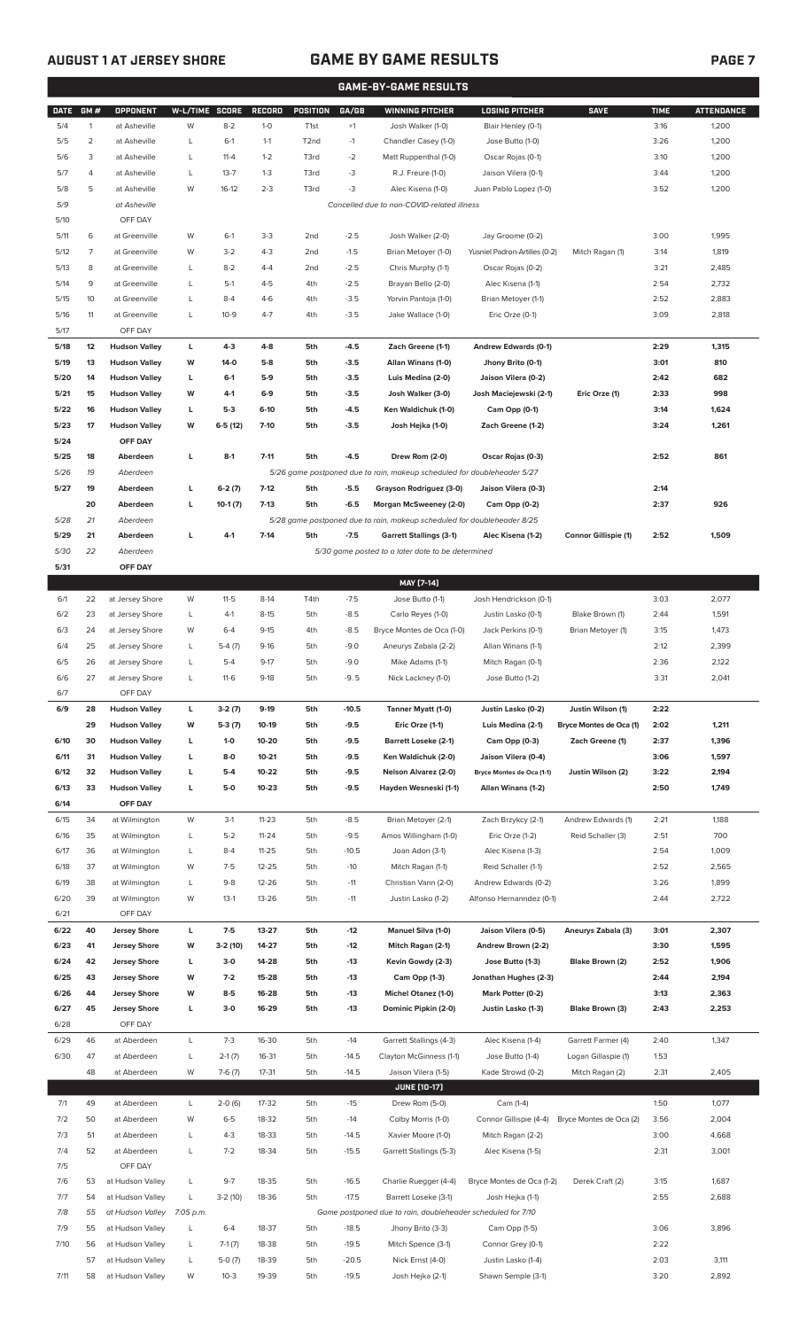## AUGUST 1 AT JERSEY SHORE

# GAME BY GAME RESULTS

### GAME-BY-GAME RESULTS

| DATE | GM # | OPPONENT | W-L/TIME | SCORE | RECORD | POSITION | GA/GB | WINNING PITCHER | LOSING PITCHER | SAVE | TIME | ATTENDANCE |
|---|---|---|---|---|---|---|---|---|---|---|---|---|
| 5/4 | 1 | at Asheville | W | 8-2 | 1-0 | T1st | +1 | Josh Walker (1-0) | Blair Henley (0-1) | | 3:16 | 1,200 |
| 5/5 | 2 | at Asheville | L | 6-1 | 1-1 | T2nd | -1 | Chandler Casey (1-0) | Jose Butto (1-0) | | 3:26 | 1,200 |
| 5/6 | 3 | at Asheville | L | 11-4 | 1-2 | T3rd | -2 | Matt Ruppenthal (1-0) | Oscar Rojas (0-1) | | 3:10 | 1,200 |
| 5/7 | 4 | at Asheville | L | 13-7 | 1-3 | T3rd | -3 | R.J. Freure (1-0) | Jaison Vilera (0-1) | | 3:44 | 1,200 |
| 5/8 | 5 | at Asheville | W | 16-12 | 2-3 | T3rd | -3 | Alec Kisena (1-0) | Juan Pablo Lopez (1-0) | | 3:52 | 1,200 |
| 5/9 | | *at Asheville* | | | | | | *Cancelled due to non-COVID-related illness* | | | | |
| 5/10 | | OFF DAY | | | | | | | | | | |
| 5/11 | 6 | at Greenville | W | 6-1 | 3-3 | 2nd | -2.5 | Josh Walker (2-0) | Jay Groome (0-2) | | 3:00 | 1,995 |
| 5/12 | 7 | at Greenville | W | 3-2 | 4-3 | 2nd | -1.5 | Brian Metoyer (1-0) | Yusniel Padron-Artilles (0-2) | Mitch Ragan (1) | 3:14 | 1,819 |
| 5/13 | 8 | at Greenville | L | 8-2 | 4-4 | 2nd | -2.5 | Chris Murphy (1-1) | Oscar Rojas (0-2) | | 3:21 | 2,485 |
| 5/14 | 9 | at Greenville | L | 5-1 | 4-5 | 4th | -2.5 | Brayan Bello (2-0) | Alec Kisena (1-1) | | 2:54 | 2,732 |
| 5/15 | 10 | at Greenville | L | 8-4 | 4-6 | 4th | -3.5 | Yorvin Pantoja (1-0) | Brian Metoyer (1-1) | | 2:52 | 2,883 |
| 5/16 | 11 | at Greenville | L | 10-9 | 4-7 | 4th | -3.5 | Jake Wallace (1-0) | Eric Orze (0-1) | | 3:09 | 2,818 |
| 5/17 | | OFF DAY | | | | | | | | | | |
| **5/18** | **12** | **Hudson Valley** | **L** | **4-3** | **4-8** | **5th** | **-4.5** | **Zach Greene (1-1)** | **Andrew Edwards (0-1)** | | **2:29** | **1,315** |
| **5/19** | **13** | **Hudson Valley** | **W** | **14-0** | **5-8** | **5th** | **-3.5** | **Allan Winans (1-0)** | **Jhony Brito (0-1)** | | **3:01** | **810** |
| **5/20** | **14** | **Hudson Valley** | **L** | **6-1** | **5-9** | **5th** | **-3.5** | **Luis Medina (2-0)** | **Jaison Vilera (0-2)** | | **2:42** | **682** |
| **5/21** | **15** | **Hudson Valley** | **W** | **4-1** | **6-9** | **5th** | **-3.5** | **Josh Walker (3-0)** | **Josh Maciejewski (2-1)** | **Eric Orze (1)** | **2:33** | **998** |
| **5/22** | **16** | **Hudson Valley** | **L** | **5-3** | **6-10** | **5th** | **-4.5** | **Ken Waldichuk (1-0)** | **Cam Opp (0-1)** | | **3:14** | **1,624** |
| **5/23** | **17** | **Hudson Valley** | **W** | **6-5 (12)** | **7-10** | **5th** | **-3.5** | **Josh Hejka (1-0)** | **Zach Greene (1-2)** | | **3:24** | **1,261** |
| **5/24** | | **OFF DAY** | | | | | | | | | | |
| **5/25** | **18** | **Aberdeen** | **L** | **8-1** | **7-11** | **5th** | **-4.5** | **Drew Rom (2-0)** | **Oscar Rojas (0-3)** | | **2:52** | **861** |
| *5/26* | *19* | *Aberdeen* | | | | | | *5/26 game postponed due to rain, makeup scheduled for doubleheader 5/27* | | | | |
| **5/27** | **19** | **Aberdeen** | **L** | **6-2 (7)** | **7-12** | **5th** | **-5.5** | **Grayson Rodriguez (3-0)** | **Jaison Vilera (0-3)** | | **2:14** | |
| | **20** | **Aberdeen** | **L** | **10-1 (7)** | **7-13** | **5th** | **-6.5** | **Morgan McSweeney (2-0)** | **Cam Opp (0-2)** | | **2:37** | **926** |
| *5/28* | *21* | *Aberdeen* | | | | | | *5/28 game postponed due to rain, makeup scheduled for doubleheader 8/25* | | | | |
| **5/29** | **21** | **Aberdeen** | **L** | **4-1** | **7-14** | **5th** | **-7.5** | **Garrett Stallings (3-1)** | **Alec Kisena (1-2)** | **Connor Gillispie (1)** | **2:52** | **1,509** |
| *5/30* | *22* | *Aberdeen* | | | | | | *5/30 game posted to a later date to be determined* | | | | |
| **5/31** | | **OFF DAY** | | | | | | | | | | |
| | | | | | | | | **MAY [7-14]** | | | | |
| 6/1 | 22 | at Jersey Shore | W | 11-5 | 8-14 | T4th | -7.5 | Jose Butto (1-1) | Josh Hendrickson (0-1) | | 3:03 | 2,077 |
| 6/2 | 23 | at Jersey Shore | L | 4-1 | 8-15 | 5th | -8.5 | Carlo Reyes (1-0) | Justin Lasko (0-1) | Blake Brown (1) | 2:44 | 1,591 |
| 6/3 | 24 | at Jersey Shore | W | 6-4 | 9-15 | 4th | -8.5 | Bryce Montes de Oca (1-0) | Jack Perkins (0-1) | Brian Metoyer (1) | 3:15 | 1,473 |
| 6/4 | 25 | at Jersey Shore | L | 5-4 (7) | 9-16 | 5th | -9.0 | Aneurys Zabala (2-2) | Allan Winans (1-1) | | 2:12 | 2,399 |
| 6/5 | 26 | at Jersey Shore | L | 5-4 | 9-17 | 5th | -9.0 | Mike Adams (1-1) | Mitch Ragan (0-1) | | 2:36 | 2,122 |
| 6/6 | 27 | at Jersey Shore | L | 11-6 | 9-18 | 5th | -9..5 | Nick Lackney (1-0) | Jose Butto (1-2) | | 3:31 | 2,041 |
| 6/7 | | OFF DAY | | | | | | | | | | |
| **6/9** | **28** | **Hudson Valley** | **L** | **3-2 (7)** | **9-19** | **5th** | **-10.5** | **Tanner Myatt (1-0)** | **Justin Lasko (0-2)** | **Justin Wilson (1)** | **2:22** | |
| | **29** | **Hudson Valley** | **W** | **5-3 (7)** | **10-19** | **5th** | **-9.5** | **Eric Orze (1-1)** | **Luis Medina (2-1)** | **Bryce Montes de Oca (1)** | **2:02** | **1,211** |
| **6/10** | **30** | **Hudson Valley** | **L** | **1-0** | **10-20** | **5th** | **-9.5** | **Barrett Loseke (2-1)** | **Cam Opp (0-3)** | **Zach Greene (1)** | **2:37** | **1,396** |
| **6/11** | **31** | **Hudson Valley** | **L** | **8-0** | **10-21** | **5th** | **-9.5** | **Ken Waldichuk (2-0)** | **Jaison Vilera (0-4)** | | **3:06** | **1,597** |
| **6/12** | **32** | **Hudson Valley** | **L** | **5-4** | **10-22** | **5th** | **-9.5** | **Nelson Alvarez (2-0)** | **Bryce Montes de Oca (1-1)** | **Justin Wilson (2)** | **3:22** | **2,194** |
| **6/13** | **33** | **Hudson Valley** | **L** | **5-0** | **10-23** | **5th** | **-9.5** | **Hayden Wesneski (1-1)** | **Allan Winans (1-2)** | | **2:50** | **1,749** |
| **6/14** | | **OFF DAY** | | | | | | | | | | |
| 6/15 | 34 | at Wilmington | W | 3-1 | 11-23 | 5th | -8.5 | Brian Metoyer (2-1) | Zach Brzykcy (2-1) | Andrew Edwards (1) | 2:21 | 1,188 |
| 6/16 | 35 | at Wilmington | L | 5-2 | 11-24 | 5th | -9.5 | Amos Willingham (1-0) | Eric Orze (1-2) | Reid Schaller (3) | 2:51 | 700 |
| 6/17 | 36 | at Wilmington | L | 8-4 | 11-25 | 5th | -10.5 | Joan Adon (3-1) | Alec Kisena (1-3) | | 2:54 | 1,009 |
| 6/18 | 37 | at Wilmington | W | 7-5 | 12-25 | 5th | -10 | Mitch Ragan (1-1) | Reid Schaller (1-1) | | 2:52 | 2,565 |
| 6/19 | 38 | at Wilmington | L | 9-8 | 12-26 | 5th | -11 | Christian Vann (2-0) | Andrew Edwards (0-2) | | 3:26 | 1,899 |
| 6/20 | 39 | at Wilmington | W | 13-1 | 13-26 | 5th | -11 | Justin Lasko (1-2) | Alfonso Hernanndez (0-1) | | 2:44 | 2,722 |
| 6/21 | | OFF DAY | | | | | | | | | | |
| **6/22** | **40** | **Jersey Shore** | **L** | **7-5** | **13-27** | **5th** | **-12** | **Manuel Silva (1-0)** | **Jaison Vilera (0-5)** | **Aneurys Zabala (3)** | **3:01** | **2,307** |
| **6/23** | **41** | **Jersey Shore** | **W** | **3-2 (10)** | **14-27** | **5th** | **-12** | **Mitch Ragan (2-1)** | **Andrew Brown (2-2)** | | **3:30** | **1,595** |
| **6/24** | **42** | **Jersey Shore** | **L** | **3-0** | **14-28** | **5th** | **-13** | **Kevin Gowdy (2-3)** | **Jose Butto (1-3)** | **Blake Brown (2)** | **2:52** | **1,906** |
| **6/25** | **43** | **Jersey Shore** | **W** | **7-2** | **15-28** | **5th** | **-13** | **Cam Opp (1-3)** | **Jonathan Hughes (2-3)** | | **2:44** | **2,194** |
| **6/26** | **44** | **Jersey Shore** | **W** | **8-5** | **16-28** | **5th** | **-13** | **Michel Otanez (1-0)** | **Mark Potter (0-2)** | | **3:13** | **2,363** |
| **6/27** | **45** | **Jersey Shore** | **L** | **3-0** | **16-29** | **5th** | **-13** | **Dominic Pipkin (2-0)** | **Justin Lasko (1-3)** | **Blake Brown (3)** | **2:43** | **2,253** |
| 6/28 | | OFF DAY | | | | | | | | | | |
| 6/29 | 46 | at Aberdeen | L | 7-3 | 16-30 | 5th | -14 | Garrett Stallings (4-3) | Alec Kisena (1-4) | Garrett Farmer (4) | 2:40 | 1,347 |
| 6/30 | 47 | at Aberdeen | L | 2-1 (7) | 16-31 | 5th | -14.5 | Clayton McGinness (1-1) | Jose Butto (1-4) | Logan Gillaspie (1) | 1:53 | |
| | 48 | at Aberdeen | W | 7-6 (7) | 17-31 | 5th | -14.5 | Jaison Vilera (1-5) | Kade Strowd (0-2) | Mitch Ragan (2) | 2:31 | 2,405 |
| | | | | | | | | **JUNE [10-17]** | | | | |
| 7/1 | 49 | at Aberdeen | L | 2-0 (6) | 17-32 | 5th | -15 | Drew Rom (5-0) | Cam (1-4) | | 1:50 | 1,077 |
| 7/2 | 50 | at Aberdeen | W | 6-5 | 18-32 | 5th | -14 | Colby Morris (1-0) | Connor Gillispie (4-4) | Bryce Montes de Oca (2) | 3:56 | 2,004 |
| 7/3 | 51 | at Aberdeen | L | 4-3 | 18-33 | 5th | -14.5 | Xavier Moore (1-0) | Mitch Ragan (2-2) | | 3:00 | 4,668 |
| 7/4 | 52 | at Aberdeen | L | 7-2 | 18-34 | 5th | -15.5 | Garrett Stallings (5-3) | Alec Kisena (1-5) | | 2:31 | 3,001 |
| 7/5 | | OFF DAY | | | | | | | | | | |
| 7/6 | 53 | at Hudson Valley | L | 9-7 | 18-35 | 5th | -16.5 | Charlie Ruegger (4-4) | Bryce Montes de Oca (1-2) | Derek Craft (2) | 3:15 | 1,687 |
| 7/7 | 54 | at Hudson Valley | L | 3-2 (10) | 18-36 | 5th | -17.5 | Barrett Loseke (3-1) | Josh Hejka (1-1) | | 2:55 | 2,688 |
| *7/8* | *55* | *at Hudson Valley* | *7:05 p.m.* | | | | | *Game postponed due to rain, doubleheader scheduled for 7/10* | | | | |
| 7/9 | 55 | at Hudson Valley | L | 6-4 | 18-37 | 5th | -18.5 | Jhony Brito (3-3) | Cam Opp (1-5) | | 3:06 | 3,896 |
| 7/10 | 56 | at Hudson Valley | L | 7-1 (7) | 18-38 | 5th | -19.5 | Mitch Spence (3-1) | Connor Grey (0-1) | | 2:22 | |
| | 57 | at Hudson Valley | L | 5-0 (7) | 18-39 | 5th | -20.5 | Nick Ernst (4-0) | Justin Lasko (1-4) | | 2:03 | 3,111 |
| 7/11 | 58 | at Hudson Valley | W | 10-3 | 19-39 | 5th | -19.5 | Josh Hejka (2-1) | Shawn Semple (3-1) | | 3:20 | 2,892 |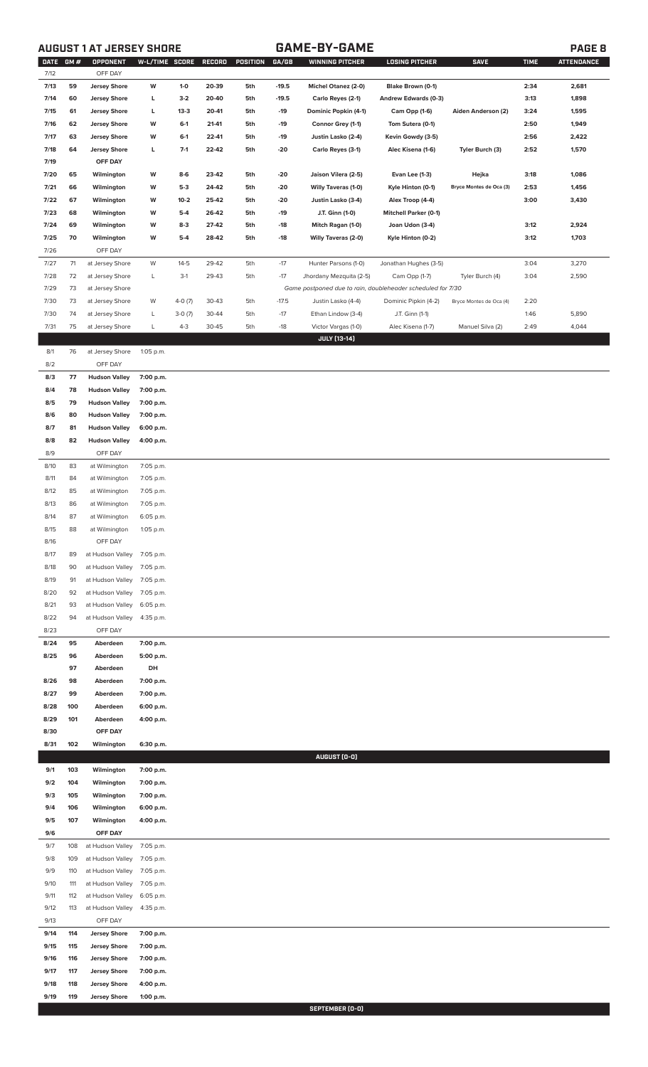## AUGUST 1 AT JERSEY SHORE — GAME-BY-GAME

| DATE | GM # | OPPONENT | W-L/TIME | SCORE | RECORD | POSITION | GA/GB | WINNING PITCHER | LOSING PITCHER | SAVE | TIME | ATTENDANCE |
|---|---|---|---|---|---|---|---|---|---|---|---|---|
| 7/12 | | OFF DAY | | | | | | | | | | |
| 7/13 | 59 | Jersey Shore | W | 1-0 | 20-39 | 5th | -19.5 | Michel Otanez (2-0) | Blake Brown (0-1) | | 2:34 | 2,681 |
| 7/14 | 60 | Jersey Shore | L | 3-2 | 20-40 | 5th | -19.5 | Carlo Reyes (2-1) | Andrew Edwards (0-3) | | 3:13 | 1,898 |
| 7/15 | 61 | Jersey Shore | L | 13-3 | 20-41 | 5th | -19 | Dominic Popkin (4-1) | Cam Opp (1-6) | Aiden Anderson (2) | 3:24 | 1,595 |
| 7/16 | 62 | Jersey Shore | W | 6-1 | 21-41 | 5th | -19 | Connor Grey (1-1) | Tom Sutera (0-1) | | 2:50 | 1,949 |
| 7/17 | 63 | Jersey Shore | W | 6-1 | 22-41 | 5th | -19 | Justin Lasko (2-4) | Kevin Gowdy (3-5) | | 2:56 | 2,422 |
| 7/18 | 64 | Jersey Shore | L | 7-1 | 22-42 | 5th | -20 | Carlo Reyes (3-1) | Alec Kisena (1-6) | Tyler Burch (3) | 2:52 | 1,570 |
| 7/19 | | OFF DAY | | | | | | | | | | |
| 7/20 | 65 | Wilmington | W | 8-6 | 23-42 | 5th | -20 | Jaison Vilera (2-5) | Evan Lee (1-3) | Hejka | 3:18 | 1,086 |
| 7/21 | 66 | Wilmington | W | 5-3 | 24-42 | 5th | -20 | Willy Taveras (1-0) | Kyle Hinton (0-1) | Bryce Montes de Oca (3) | 2:53 | 1,456 |
| 7/22 | 67 | Wilmington | W | 10-2 | 25-42 | 5th | -20 | Justin Lasko (3-4) | Alex Troop (4-4) | | 3:00 | 3,430 |
| 7/23 | 68 | Wilmington | W | 5-4 | 26-42 | 5th | -19 | J.T. Ginn (1-0) | Mitchell Parker (0-1) | | | |
| 7/24 | 69 | Wilmington | W | 8-3 | 27-42 | 5th | -18 | Mitch Ragan (1-0) | Joan Udon (3-4) | | 3:12 | 2,924 |
| 7/25 | 70 | Wilmington | W | 5-4 | 28-42 | 5th | -18 | Willy Taveras (2-0) | Kyle Hinton (0-2) | | 3:12 | 1,703 |
| 7/26 | | OFF DAY | | | | | | | | | | |
| 7/27 | 71 | at Jersey Shore | W | 14-5 | 29-42 | 5th | -17 | Hunter Parsons (1-0) | Jonathan Hughes (3-5) | | 3:04 | 3,270 |
| 7/28 | 72 | at Jersey Shore | L | 3-1 | 29-43 | 5th | -17 | Jhordany Mezquita (2-5) | Cam Opp (1-7) | Tyler Burch (4) | 3:04 | 2,590 |
| 7/29 | 73 | at Jersey Shore | | | | | | Game postponed due to rain, doubleheader scheduled for 7/30 | | | | |
| 7/30 | 73 | at Jersey Shore | W | 4-0 (7) | 30-43 | 5th | -17.5 | Justin Lasko (4-4) | Dominic Pipkin (4-2) | Bryce Montes de Oca (4) | 2:20 | |
| 7/30 | 74 | at Jersey Shore | L | 3-0 (7) | 30-44 | 5th | -17 | Ethan Lindow (3-4) | J.T. Ginn (1-1) | | 1:46 | 5,890 |
| 7/31 | 75 | at Jersey Shore | L | 4-3 | 30-45 | 5th | -18 | Victor Vargas (1-0) | Alec Kisena (1-7) | Manuel Silva (2) | 2:49 | 4,044 |
| | | | | | | | | **JULY (13-14)** | | | | |
| 8/1 | 76 | at Jersey Shore | 1:05 p.m. | | | | | | | | | |
| 8/2 | | OFF DAY | | | | | | | | | | |
| 8/3 | 77 | Hudson Valley | 7:00 p.m. | | | | | | | | | |
| 8/4 | 78 | Hudson Valley | 7:00 p.m. | | | | | | | | | |
| 8/5 | 79 | Hudson Valley | 7:00 p.m. | | | | | | | | | |
| 8/6 | 80 | Hudson Valley | 7:00 p.m. | | | | | | | | | |
| 8/7 | 81 | Hudson Valley | 6:00 p.m. | | | | | | | | | |
| 8/8 | 82 | Hudson Valley | 4:00 p.m. | | | | | | | | | |
| 8/9 | | OFF DAY | | | | | | | | | | |
| 8/10 | 83 | at Wilmington | 7:05 p.m. | | | | | | | | | |
| 8/11 | 84 | at Wilmington | 7:05 p.m. | | | | | | | | | |
| 8/12 | 85 | at Wilmington | 7:05 p.m. | | | | | | | | | |
| 8/13 | 86 | at Wilmington | 7:05 p.m. | | | | | | | | | |
| 8/14 | 87 | at Wilmington | 6:05 p.m. | | | | | | | | | |
| 8/15 | 88 | at Wilmington | 1:05 p.m. | | | | | | | | | |
| 8/16 | | OFF DAY | | | | | | | | | | |
| 8/17 | 89 | at Hudson Valley | 7:05 p.m. | | | | | | | | | |
| 8/18 | 90 | at Hudson Valley | 7:05 p.m. | | | | | | | | | |
| 8/19 | 91 | at Hudson Valley | 7:05 p.m. | | | | | | | | | |
| 8/20 | 92 | at Hudson Valley | 7:05 p.m. | | | | | | | | | |
| 8/21 | 93 | at Hudson Valley | 6:05 p.m. | | | | | | | | | |
| 8/22 | 94 | at Hudson Valley | 4:35 p.m. | | | | | | | | | |
| 8/23 | | OFF DAY | | | | | | | | | | |
| 8/24 | 95 | Aberdeen | 7:00 p.m. | | | | | | | | | |
| 8/25 | 96 | Aberdeen | 5:00 p.m. | | | | | | | | | |
| | 97 | Aberdeen | DH | | | | | | | | | |
| 8/26 | 98 | Aberdeen | 7:00 p.m. | | | | | | | | | |
| 8/27 | 99 | Aberdeen | 7:00 p.m. | | | | | | | | | |
| 8/28 | 100 | Aberdeen | 6:00 p.m. | | | | | | | | | |
| 8/29 | 101 | Aberdeen | 4:00 p.m. | | | | | | | | | |
| 8/30 | | OFF DAY | | | | | | | | | | |
| 8/31 | 102 | Wilmington | 6:30 p.m. | | | | | | | | | |
| | | | | | | | | **AUGUST (0-0)** | | | | |
| 9/1 | 103 | Wilmington | 7:00 p.m. | | | | | | | | | |
| 9/2 | 104 | Wilmington | 7:00 p.m. | | | | | | | | | |
| 9/3 | 105 | Wilmington | 7:00 p.m. | | | | | | | | | |
| 9/4 | 106 | Wilmington | 6:00 p.m. | | | | | | | | | |
| 9/5 | 107 | Wilmington | 4:00 p.m. | | | | | | | | | |
| 9/6 | | OFF DAY | | | | | | | | | | |
| 9/7 | 108 | at Hudson Valley | 7:05 p.m. | | | | | | | | | |
| 9/8 | 109 | at Hudson Valley | 7:05 p.m. | | | | | | | | | |
| 9/9 | 110 | at Hudson Valley | 7:05 p.m. | | | | | | | | | |
| 9/10 | 111 | at Hudson Valley | 7:05 p.m. | | | | | | | | | |
| 9/11 | 112 | at Hudson Valley | 6:05 p.m. | | | | | | | | | |
| 9/12 | 113 | at Hudson Valley | 4:35 p.m. | | | | | | | | | |
| 9/13 | | OFF DAY | | | | | | | | | | |
| 9/14 | 114 | Jersey Shore | 7:00 p.m. | | | | | | | | | |
| 9/15 | 115 | Jersey Shore | 7:00 p.m. | | | | | | | | | |
| 9/16 | 116 | Jersey Shore | 7:00 p.m. | | | | | | | | | |
| 9/17 | 117 | Jersey Shore | 7:00 p.m. | | | | | | | | | |
| 9/18 | 118 | Jersey Shore | 4:00 p.m. | | | | | | | | | |
| 9/19 | 119 | Jersey Shore | 1:00 p.m. | | | | | | | | | |
| | | | | | | | | **SEPTEMBER (0-0)** | | | | |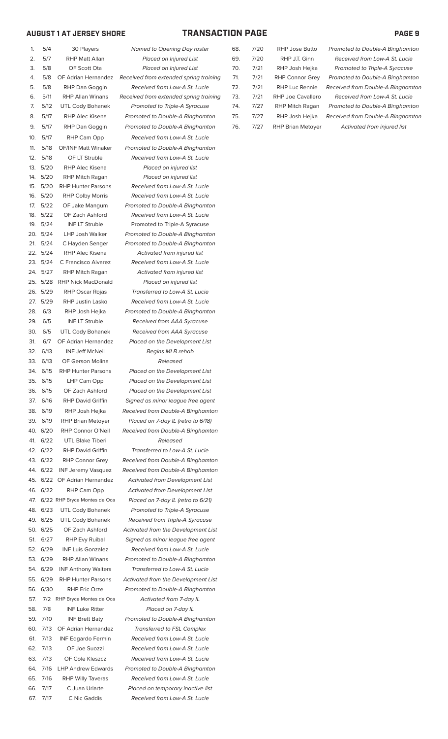## TRANSACTION PAGE

| | | | |
|---|---|---|---|
| 1. | 5/4 | 30 Players | *Named to Opening Day roster* |
| 2. | 5/7 | RHP Matt Allan | *Placed on Injured List* |
| 3. | 5/8 | OF Scott Ota | *Placed on Injured List* |
| 4. | 5/8 | OF Adrian Hernandez | *Received from extended spring training* |
| 5. | 5/8 | RHP Dan Goggin | *Received from Low-A St. Lucie* |
| 6. | 5/11 | RHP Allan Winans | *Received from extended spring training* |
| 7. | 5/12 | UTL Cody Bohanek | *Promoted to Triple-A Syracuse* |
| 8. | 5/17 | RHP Alec Kisena | *Promoted to Double-A Binghamton* |
| 9. | 5/17 | RHP Dan Goggin | *Promoted to Double-A Binghamton* |
| 10. | 5/17 | RHP Cam Opp | *Received from Low-A St. Lucie* |
| 11. | 5/18 | OF/INF Matt Winaker | *Promoted to Double-A Binghamton* |
| 12. | 5/18 | OF LT Struble | *Received from Low-A St. Lucie* |
| 13. | 5/20 | RHP Alec Kisena | *Placed on injured list* |
| 14. | 5/20 | RHP Mitch Ragan | *Placed on injured list* |
| 15. | 5/20 | RHP Hunter Parsons | *Received from Low-A St. Lucie* |
| 16. | 5/20 | RHP Colby Morris | *Received from Low-A St. Lucie* |
| 17. | 5/22 | OF Jake Mangum | *Promoted to Double-A Binghamton* |
| 18. | 5/22 | OF Zach Ashford | *Received from Low-A St. Lucie* |
| 19. | 5/24 | INF LT Struble | Promoted to Triple-A Syracuse |
| 20. | 5/24 | LHP Josh Walker | *Promoted to Double-A Binghamton* |
| 21. | 5/24 | C Hayden Senger | *Promoted to Double-A Binghamton* |
| 22. | 5/24 | RHP Alec Kisena | *Activated from injured list* |
| 23. | 5/24 | C Francisco Alvarez | *Received from Low-A St. Lucie* |
| 24. | 5/27 | RHP Mitch Ragan | *Activated from injured list* |
| 25. | 5/28 | RHP Nick MacDonald | *Placed on injured list* |
| 26. | 5/29 | RHP Oscar Rojas | *Transferred to Low-A St. Lucie* |
| 27. | 5/29 | RHP Justin Lasko | *Received from Low-A St. Lucie* |
| 28. | 6/3 | RHP Josh Hejka | *Promoted to Double-A Binghamton* |
| 29. | 6/5 | INF LT Struble | *Received from AAA Syracuse* |
| 30. | 6/5 | UTL Cody Bohanek | *Received from AAA Syracuse* |
| 31. | 6/7 | OF Adrian Hernandez | *Placed on the Development List* |
| 32. | 6/13 | INF Jeff McNeil | *Begins MLB rehab* |
| 33. | 6/13 | OF Gerson Molina | *Released* |
| 34. | 6/15 | RHP Hunter Parsons | *Placed on the Development List* |
| 35. | 6/15 | LHP Cam Opp | *Placed on the Development List* |
| 36. | 6/15 | OF Zach Ashford | *Placed on the Development List* |
| 37. | 6/16 | RHP David Griffin | *Signed as minor league free agent* |
| 38. | 6/19 | RHP Josh Hejka | *Received from Double-A Binghamton* |
| 39. | 6/19 | RHP Brian Metoyer | *Placed on 7-day IL (retro to 6/18)* |
| 40. | 6/20 | RHP Connor O'Neil | *Received from Double-A Binghamton* |
| 41. | 6/22 | UTL Blake Tiberi | *Released* |
| 42. | 6/22 | RHP David Griffin | *Transferred to Low-A St. Lucie* |
| 43. | 6/22 | RHP Connor Grey | *Received from Double-A Binghamton* |
| 44. | 6/22 | INF Jeremy Vasquez | *Received from Double-A Binghamton* |
| 45. | 6/22 | OF Adrian Hernandez | *Activated from Development List* |
| 46. | 6/22 | RHP Cam Opp | *Activated from Development List* |
| 47. | 6/22 | RHP Bryce Montes de Oca | *Placed on 7-day IL (retro to 6/21)* |
| 48. | 6/23 | UTL Cody Bohanek | *Promoted to Triple-A Syracuse* |
| 49. | 6/25 | UTL Cody Bohanek | *Received from Triple-A Syracuse* |
| 50. | 6/25 | OF Zach Ashford | *Activated from the Development List* |
| 51. | 6/27 | RHP Evy Ruibal | *Signed as minor league free agent* |
| 52. | 6/29 | INF Luis Gonzalez | *Received from Low-A St. Lucie* |
| 53. | 6/29 | RHP Allan Winans | *Promoted to Double-A Binghamton* |
| 54. | 6/29 | INF Anthony Walters | *Transferred to Low-A St. Lucie* |
| 55. | 6/29 | RHP Hunter Parsons | *Activated from the Development List* |
| 56. | 6/30 | RHP Eric Orze | *Promoted to Double-A Binghamton* |
| 57. | 7/2 | RHP Bryce Montes de Oca | *Activated from 7-day IL* |
| 58. | 7/8 | INF Luke Ritter | *Placed on 7-day IL* |
| 59. | 7/10 | INF Brett Baty | *Promoted to Double-A Binghamton* |
| 60. | 7/13 | OF Adrian Hernandez | *Transferred to FSL Complex* |
| 61. | 7/13 | INF Edgardo Fermin | *Received from Low-A St. Lucie* |
| 62. | 7/13 | OF Joe Suozzi | *Received from Low-A St. Lucie* |
| 63. | 7/13 | OF Cole Kleszcz | *Received from Low-A St. Lucie* |
| 64. | 7/16 | LHP Andrew Edwards | *Promoted to Double-A Binghamton* |
| 65. | 7/16 | RHP Willy Taveras | *Received from Low-A St. Lucie* |
| 66. | 7/17 | C Juan Uriarte | *Placed on temporary inactive list* |
| 67. | 7/17 | C Nic Gaddis | *Received from Low-A St. Lucie* |
| 68. | 7/20 | RHP Jose Butto | *Promoted to Double-A Binghamton* |
| 69. | 7/20 | RHP J.T. Ginn | *Received from Low-A St. Lucie* |
| 70. | 7/21 | RHP Josh Hejka | *Promoted to Triple-A Syracuse* |
| 71. | 7/21 | RHP Connor Grey | *Promoted to Double-A Binghamton* |
| 72. | 7/21 | RHP Luc Rennie | *Received from Double-A Binghamton* |
| 73. | 7/21 | RHP Joe Cavallero | *Received from Low-A St. Lucie* |
| 74. | 7/27 | RHP Mitch Ragan | *Promoted to Double-A Binghamton* |
| 75. | 7/27 | RHP Josh Hejka | *Received from Double-A Binghamton* |
| 76. | 7/27 | RHP Brian Metoyer | *Activated from injured list* |